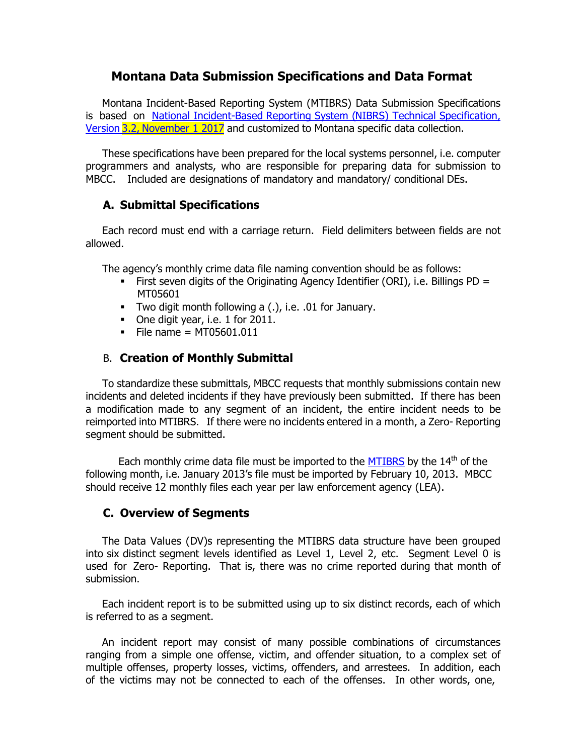# Montana Data Submission Specifications and Data Format

Montana Incident-Based Reporting System (MTIBRS) Data Submission Specifications is based on National Incident-Based Reporting System (NIBRS) Technical Specification, Version 3.2, November 1 2017 and customized to Montana specific data collection.

These specifications have been prepared for the local systems personnel, i.e. computer programmers and analysts, who are responsible for preparing data for submission to MBCC. Included are designations of mandatory and mandatory/ conditional DEs.

## A. Submittal Specifications

Each record must end with a carriage return. Field delimiters between fields are not allowed.

The agency's monthly crime data file naming convention should be as follows:

- First seven digits of the Originating Agency Identifier (ORI), i.e. Billings PD = MT05601
- Two digit month following a (.), i.e. .01 for January.
- One digit year, i.e. 1 for 2011.
- File name = MT05601.011

## B. Creation of Monthly Submittal

To standardize these submittals, MBCC requests that monthly submissions contain new incidents and deleted incidents if they have previously been submitted. If there has been a modification made to any segment of an incident, the entire incident needs to be reimported into MTIBRS. If there were no incidents entered in a month, a Zero- Reporting segment should be submitted.

Each monthly crime data file must be imported to the MTIBRS by the 14th of the following month, i.e. January 2013's file must be imported by February 10, 2013. MBCC should receive 12 monthly files each year per law enforcement agency (LEA).

## C. Overview of Segments

The Data Values (DV)s representing the MTIBRS data structure have been grouped into six distinct segment levels identified as Level 1, Level 2, etc. Segment Level 0 is used for Zero- Reporting. That is, there was no crime reported during that month of submission.

Each incident report is to be submitted using up to six distinct records, each of which is referred to as a segment.

An incident report may consist of many possible combinations of circumstances ranging from a simple one offense, victim, and offender situation, to a complex set of multiple offenses, property losses, victims, offenders, and arrestees. In addition, each of the victims may not be connected to each of the offenses. In other words, one,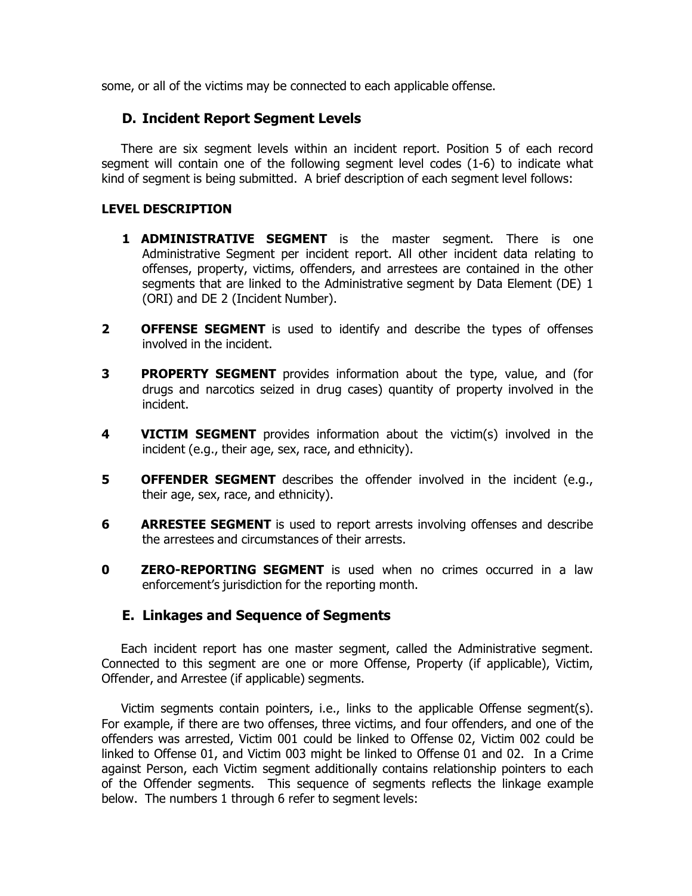some, or all of the victims may be connected to each applicable offense.

## D. Incident Report Segment Levels

There are six segment levels within an incident report. Position 5 of each record segment will contain one of the following segment level codes (1-6) to indicate what kind of segment is being submitted. A brief description of each segment level follows:

**LEVEL DESCRIPTION**

**1 ADMINISTRATIVE SEGMENT** is the master segment. There is one Administrative Segment per incident report. All other incident data relating to offenses, property, victims, offenders, and arrestees are contained in the other segments that are linked to the Administrative segment by Data Element (DE) 1 (ORI) and DE 2 (Incident Number).

**2 OFFENSE SEGMENT** is used to identify and describe the types of offenses involved in the incident.

**3 PROPERTY SEGMENT** provides information about the type, value, and (for drugs and narcotics seized in drug cases) quantity of property involved in the incident.

**4 VICTIM SEGMENT** provides information about the victim(s) involved in the incident (e.g., their age, sex, race, and ethnicity).

**5 OFFENDER SEGMENT** describes the offender involved in the incident (e.g., their age, sex, race, and ethnicity).

**6 ARRESTEE SEGMENT** is used to report arrests involving offenses and describe the arrestees and circumstances of their arrests.

**0 ZERO-REPORTING SEGMENT** is used when no crimes occurred in a law enforcement's jurisdiction for the reporting month.

## E. Linkages and Sequence of Segments

Each incident report has one master segment, called the Administrative segment. Connected to this segment are one or more Offense, Property (if applicable), Victim, Offender, and Arrestee (if applicable) segments.

Victim segments contain pointers, i.e., links to the applicable Offense segment(s). For example, if there are two offenses, three victims, and four offenders, and one of the offenders was arrested, Victim 001 could be linked to Offense 02, Victim 002 could be linked to Offense 01, and Victim 003 might be linked to Offense 01 and 02. In a Crime against Person, each Victim segment additionally contains relationship pointers to each of the Offender segments. This sequence of segments reflects the linkage example below. The numbers 1 through 6 refer to segment levels: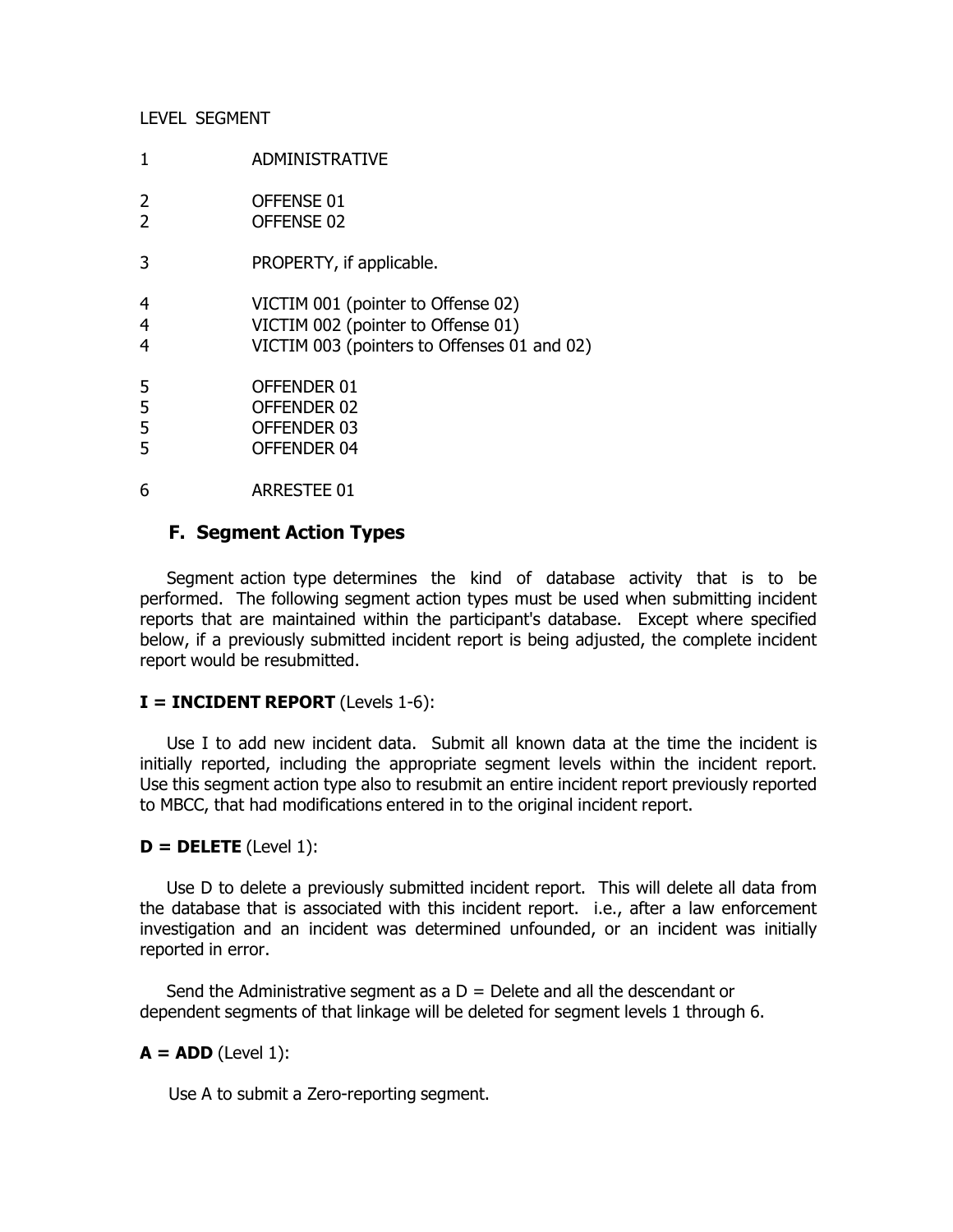| LEVEL | SEGMENT |
|---|---|
| 1 | ADMINISTRATIVE |
| 2 | OFFENSE 01 |
| 2 | OFFENSE 02 |
| 3 | PROPERTY, if applicable. |
| 4 | VICTIM 001 (pointer to Offense 02) |
| 4 | VICTIM 002 (pointer to Offense 01) |
| 4 | VICTIM 003 (pointers to Offenses 01 and 02) |
| 5 | OFFENDER 01 |
| 5 | OFFENDER 02 |
| 5 | OFFENDER 03 |
| 5 | OFFENDER 04 |
| 6 | ARRESTEE 01 |

### F. Segment Action Types

Segment action type determines the kind of database activity that is to be performed. The following segment action types must be used when submitting incident reports that are maintained within the participant's database. Except where specified below, if a previously submitted incident report is being adjusted, the complete incident report would be resubmitted.

**I = INCIDENT REPORT** (Levels 1-6):

Use I to add new incident data. Submit all known data at the time the incident is initially reported, including the appropriate segment levels within the incident report. Use this segment action type also to resubmit an entire incident report previously reported to MBCC, that had modifications entered in to the original incident report.

**D = DELETE** (Level 1):

Use D to delete a previously submitted incident report. This will delete all data from the database that is associated with this incident report. i.e., after a law enforcement investigation and an incident was determined unfounded, or an incident was initially reported in error.

Send the Administrative segment as a D = Delete and all the descendant or dependent segments of that linkage will be deleted for segment levels 1 through 6.

**A = ADD** (Level 1):

Use A to submit a Zero-reporting segment.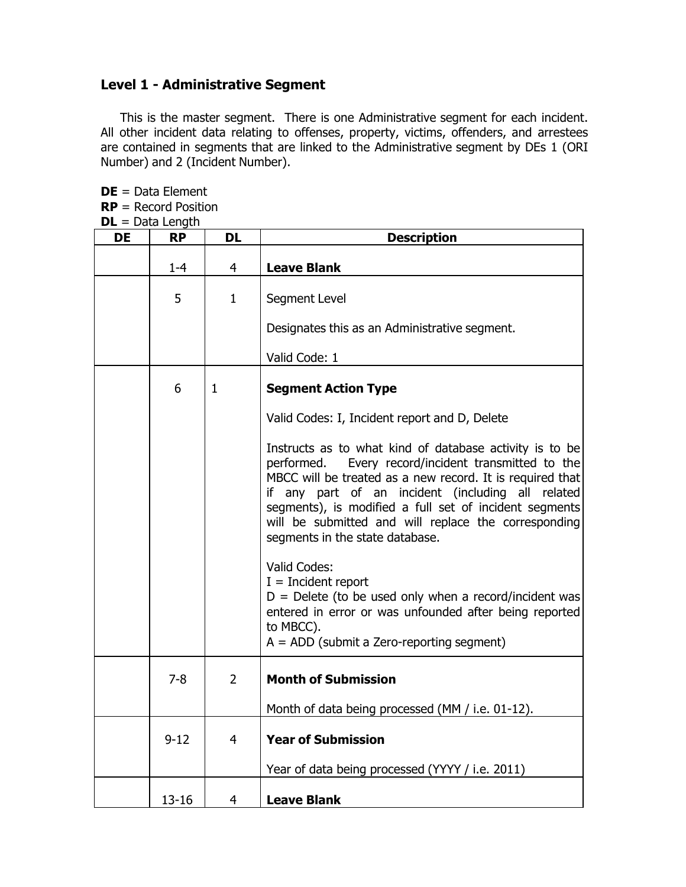## Level 1 - Administrative Segment

This is the master segment. There is one Administrative segment for each incident. All other incident data relating to offenses, property, victims, offenders, and arrestees are contained in segments that are linked to the Administrative segment by DEs 1 (ORI Number) and 2 (Incident Number).

**DE** = Data Element
**RP** = Record Position
**DL** = Data Length

| DE | RP | DL | Description |
|---|---|---|---|
| | 1-4 | 4 | **Leave Blank** |
| | 5 | 1 | Segment Level<br><br>Designates this as an Administrative segment.<br><br>Valid Code: 1 |
| | 6 | 1 | **Segment Action Type**<br><br>Valid Codes: I, Incident report and D, Delete<br><br>Instructs as to what kind of database activity is to be performed. Every record/incident transmitted to the MBCC will be treated as a new record. It is required that if any part of an incident (including all related segments), is modified a full set of incident segments will be submitted and will replace the corresponding segments in the state database.<br><br>Valid Codes:<br>I = Incident report<br>D = Delete (to be used only when a record/incident was entered in error or was unfounded after being reported to MBCC).<br>A = ADD (submit a Zero-reporting segment) |
| | 7-8 | 2 | **Month of Submission**<br><br>Month of data being processed (MM / i.e. 01-12). |
| | 9-12 | 4 | **Year of Submission**<br><br>Year of data being processed (YYYY / i.e. 2011) |
| | 13-16 | 4 | **Leave Blank** |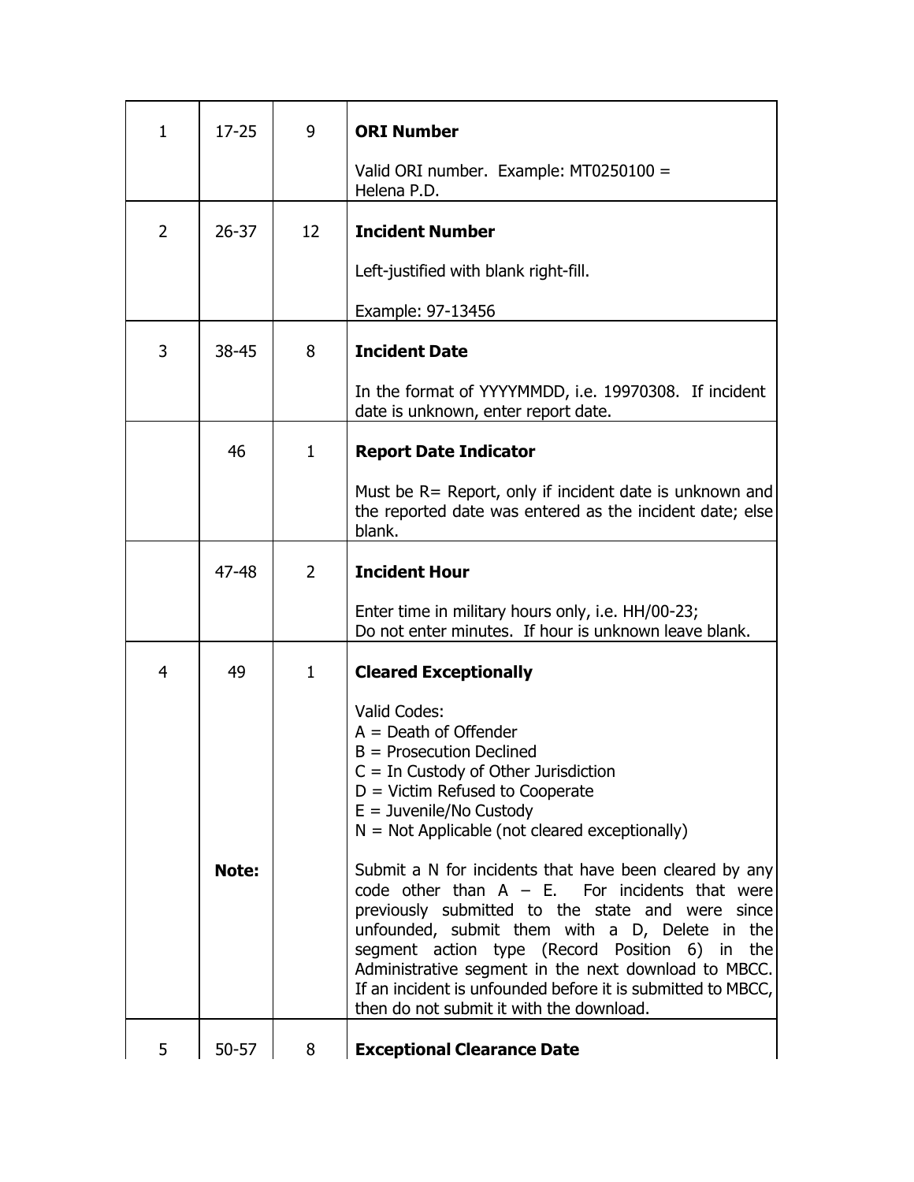| | | | |
|---|---|---|---|
| 1 | 17-25 | 9 | **ORI Number**<br><br>Valid ORI number. Example: MT0250100 = Helena P.D. |
| 2 | 26-37 | 12 | **Incident Number**<br><br>Left-justified with blank right-fill.<br><br>Example: 97-13456 |
| 3 | 38-45 | 8 | **Incident Date**<br><br>In the format of YYYYMMDD, i.e. 19970308. If incident date is unknown, enter report date. |
| | 46 | 1 | **Report Date Indicator**<br><br>Must be R= Report, only if incident date is unknown and the reported date was entered as the incident date; else blank. |
| | 47-48 | 2 | **Incident Hour**<br><br>Enter time in military hours only, i.e. HH/00-23;<br>Do not enter minutes. If hour is unknown leave blank. |
| 4 | 49 | 1 | **Cleared Exceptionally**<br><br>Valid Codes:<br>A = Death of Offender<br>B = Prosecution Declined<br>C = In Custody of Other Jurisdiction<br>D = Victim Refused to Cooperate<br>E = Juvenile/No Custody<br>N = Not Applicable (not cleared exceptionally) |
| | **Note:** | | Submit a N for incidents that have been cleared by any code other than A – E. For incidents that were previously submitted to the state and were since unfounded, submit them with a D, Delete in the segment action type (Record Position 6) in the Administrative segment in the next download to MBCC. If an incident is unfounded before it is submitted to MBCC, then do not submit it with the download. |
| 5 | 50-57 | 8 | **Exceptional Clearance Date** |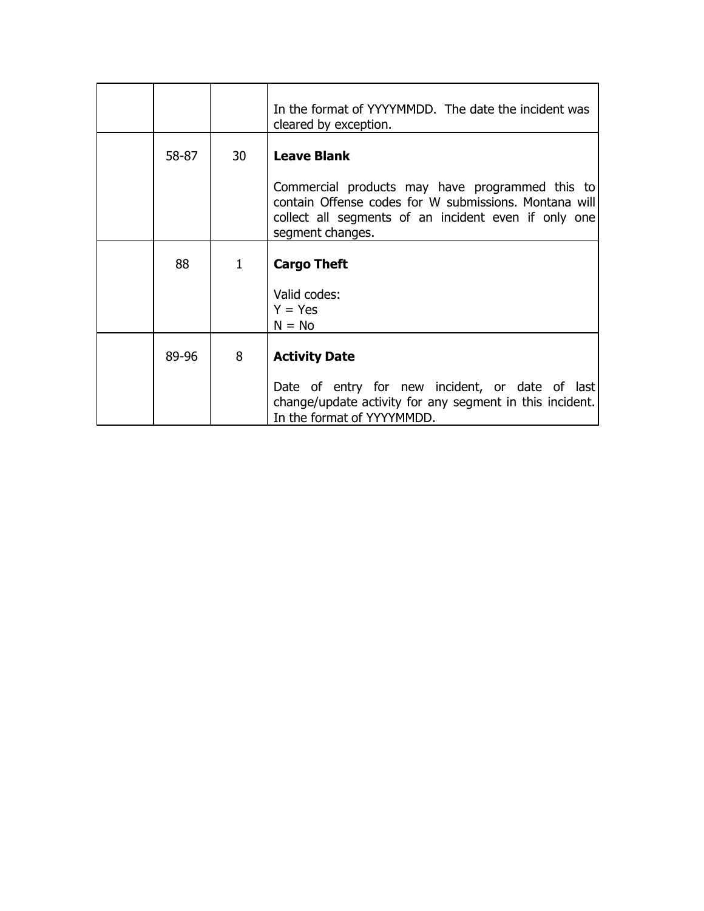| | | | |
|---|---|---|---|
| | | | In the format of YYYYMMDD. The date the incident was cleared by exception. |
| | 58-87 | 30 | **Leave Blank**<br><br>Commercial products may have programmed this to contain Offense codes for W submissions. Montana will collect all segments of an incident even if only one segment changes. |
| | 88 | 1 | **Cargo Theft**<br><br>Valid codes:<br>Y = Yes<br>N = No |
| | 89-96 | 8 | **Activity Date**<br><br>Date of entry for new incident, or date of last change/update activity for any segment in this incident. In the format of YYYYMMDD. |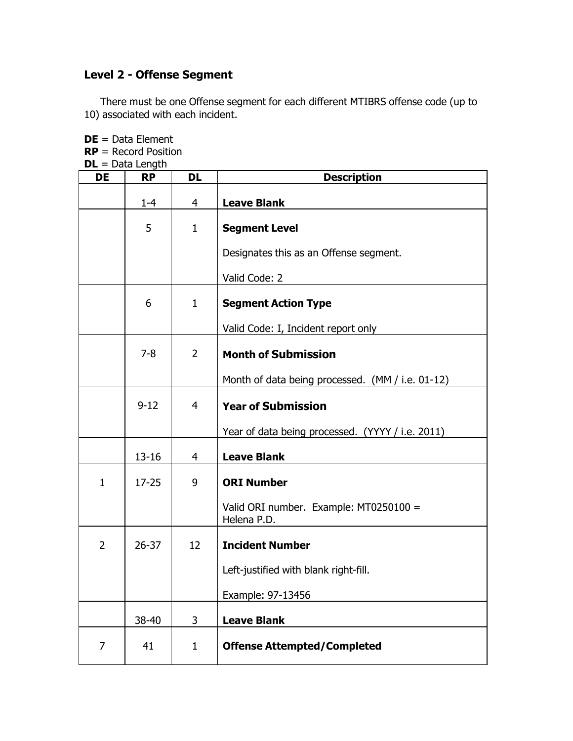## Level 2 - Offense Segment

There must be one Offense segment for each different MTIBRS offense code (up to 10) associated with each incident.

**DE** = Data Element
**RP** = Record Position
**DL** = Data Length

| DE | RP | DL | Description |
|---|---|---|---|
| | 1-4 | 4 | **Leave Blank** |
| | 5 | 1 | **Segment Level**<br><br>Designates this as an Offense segment.<br><br>Valid Code: 2 |
| | 6 | 1 | **Segment Action Type**<br><br>Valid Code: I, Incident report only |
| | 7-8 | 2 | **Month of Submission**<br><br>Month of data being processed. (MM / i.e. 01-12) |
| | 9-12 | 4 | **Year of Submission**<br><br>Year of data being processed. (YYYY / i.e. 2011) |
| | 13-16 | 4 | **Leave Blank** |
| 1 | 17-25 | 9 | **ORI Number**<br><br>Valid ORI number. Example: MT0250100 = Helena P.D. |
| 2 | 26-37 | 12 | **Incident Number**<br><br>Left-justified with blank right-fill.<br><br>Example: 97-13456 |
| | 38-40 | 3 | **Leave Blank** |
| 7 | 41 | 1 | **Offense Attempted/Completed** |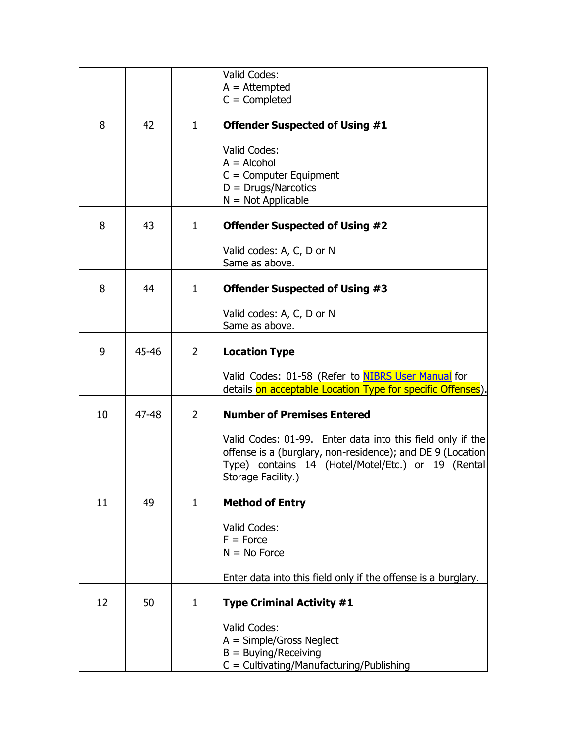| | | | |
|---|---|---|---|
| | | | Valid Codes:<br>A = Attempted<br>C = Completed |
| 8 | 42 | 1 | **Offender Suspected of Using #1**<br><br>Valid Codes:<br>A = Alcohol<br>C = Computer Equipment<br>D = Drugs/Narcotics<br>N = Not Applicable |
| 8 | 43 | 1 | **Offender Suspected of Using #2**<br><br>Valid codes: A, C, D or N<br>Same as above. |
| 8 | 44 | 1 | **Offender Suspected of Using #3**<br><br>Valid codes: A, C, D or N<br>Same as above. |
| 9 | 45-46 | 2 | **Location Type**<br><br>Valid Codes: 01-58 (Refer to NIBRS User Manual for details on acceptable Location Type for specific Offenses). |
| 10 | 47-48 | 2 | **Number of Premises Entered**<br><br>Valid Codes: 01-99. Enter data into this field only if the offense is a (burglary, non-residence); and DE 9 (Location Type) contains 14 (Hotel/Motel/Etc.) or 19 (Rental Storage Facility.) |
| 11 | 49 | 1 | **Method of Entry**<br><br>Valid Codes:<br>F = Force<br>N = No Force<br><br>Enter data into this field only if the offense is a burglary. |
| 12 | 50 | 1 | **Type Criminal Activity #1**<br><br>Valid Codes:<br>A = Simple/Gross Neglect<br>B = Buying/Receiving<br>C = Cultivating/Manufacturing/Publishing |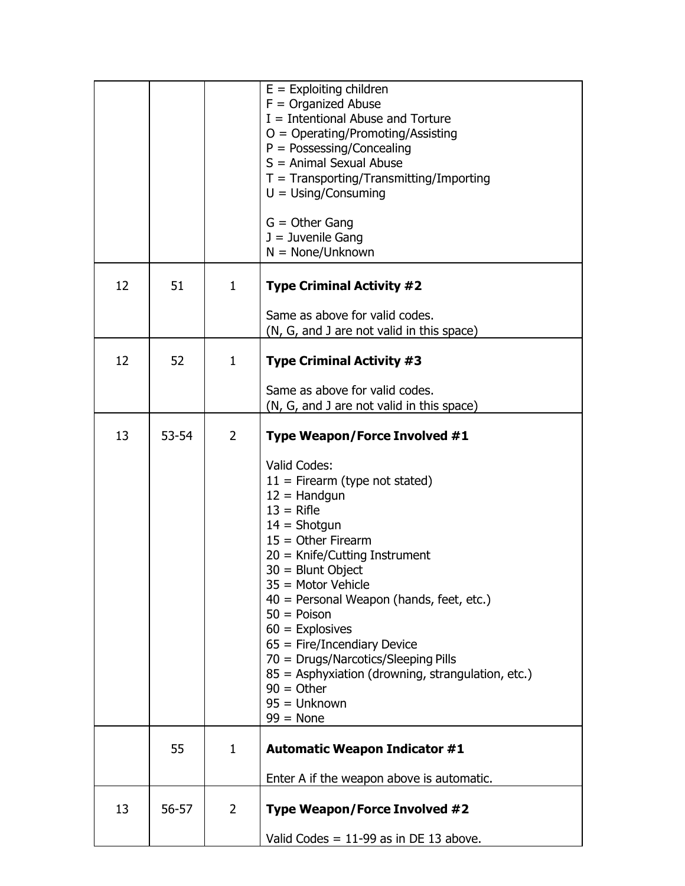| | | | |
|---|---|---|---|
| | | | E = Exploiting children<br>F = Organized Abuse<br>I = Intentional Abuse and Torture<br>O = Operating/Promoting/Assisting<br>P = Possessing/Concealing<br>S = Animal Sexual Abuse<br>T = Transporting/Transmitting/Importing<br>U = Using/Consuming<br><br>G = Other Gang<br>J = Juvenile Gang<br>N = None/Unknown |
| 12 | 51 | 1 | **Type Criminal Activity #2**<br><br>Same as above for valid codes.<br>(N, G, and J are not valid in this space) |
| 12 | 52 | 1 | **Type Criminal Activity #3**<br><br>Same as above for valid codes.<br>(N, G, and J are not valid in this space) |
| 13 | 53-54 | 2 | **Type Weapon/Force Involved #1**<br><br>Valid Codes:<br>11 = Firearm (type not stated)<br>12 = Handgun<br>13 = Rifle<br>14 = Shotgun<br>15 = Other Firearm<br>20 = Knife/Cutting Instrument<br>30 = Blunt Object<br>35 = Motor Vehicle<br>40 = Personal Weapon (hands, feet, etc.)<br>50 = Poison<br>60 = Explosives<br>65 = Fire/Incendiary Device<br>70 = Drugs/Narcotics/Sleeping Pills<br>85 = Asphyxiation (drowning, strangulation, etc.)<br>90 = Other<br>95 = Unknown<br>99 = None |
| | 55 | 1 | **Automatic Weapon Indicator #1**<br><br>Enter A if the weapon above is automatic. |
| 13 | 56-57 | 2 | **Type Weapon/Force Involved #2**<br><br>Valid Codes = 11-99 as in DE 13 above. |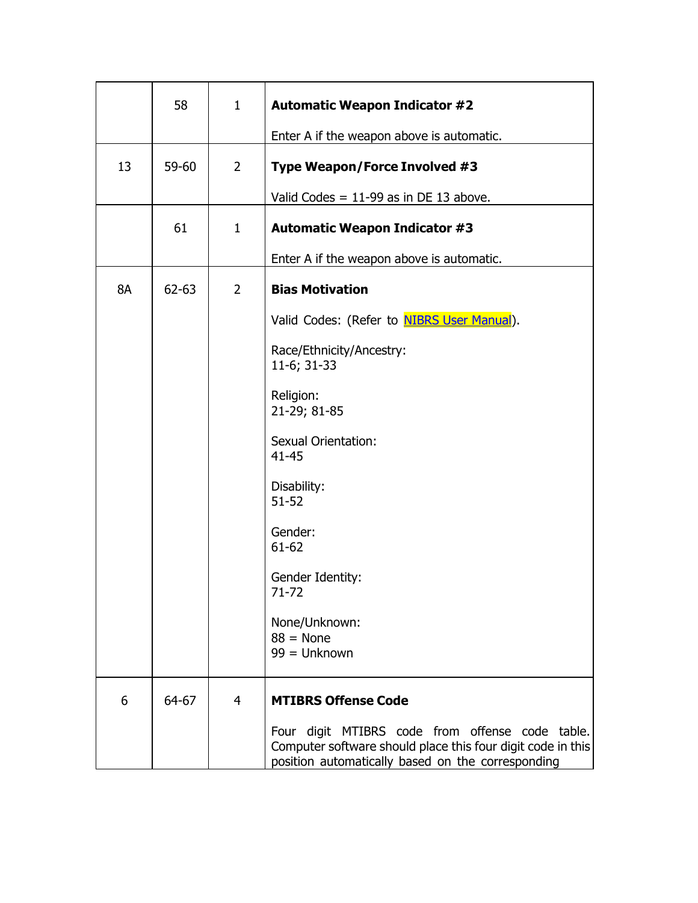|  |  |  |  |
|---|---|---|---|
|  | 58 | 1 | **Automatic Weapon Indicator #2**<br><br>Enter A if the weapon above is automatic. |
| 13 | 59-60 | 2 | **Type Weapon/Force Involved #3**<br><br>Valid Codes = 11-99 as in DE 13 above. |
|  | 61 | 1 | **Automatic Weapon Indicator #3**<br><br>Enter A if the weapon above is automatic. |
| 8A | 62-63 | 2 | **Bias Motivation**<br><br>Valid Codes: (Refer to NIBRS User Manual).<br><br>Race/Ethnicity/Ancestry:<br>11-6; 31-33<br><br>Religion:<br>21-29; 81-85<br><br>Sexual Orientation:<br>41-45<br><br>Disability:<br>51-52<br><br>Gender:<br>61-62<br><br>Gender Identity:<br>71-72<br><br>None/Unknown:<br>88 = None<br>99 = Unknown |
| 6 | 64-67 | 4 | **MTIBRS Offense Code**<br><br>Four digit MTIBRS code from offense code table. Computer software should place this four digit code in this position automatically based on the corresponding |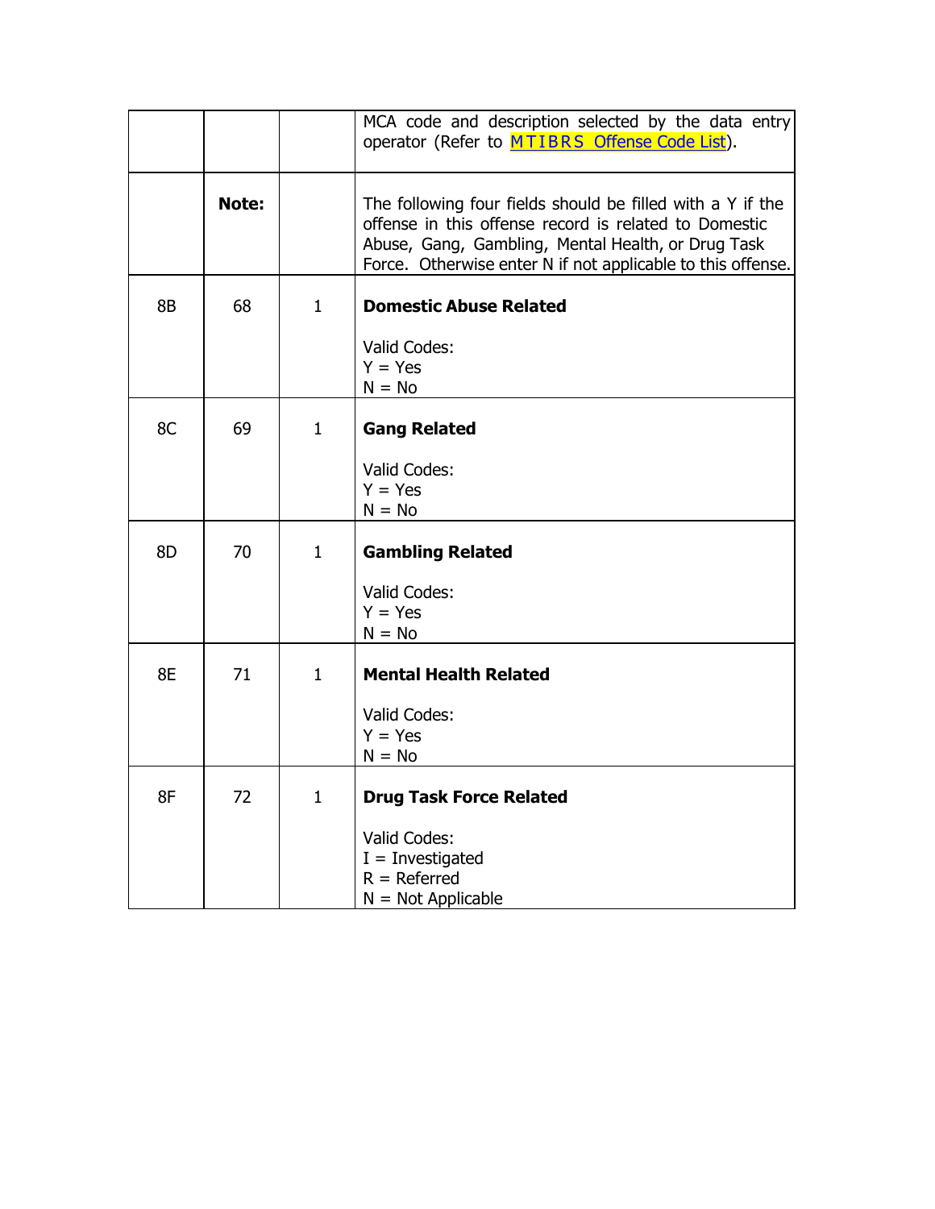| | | | |
|---|---|---|---|
| | | | MCA code and description selected by the data entry operator (Refer to MTIBRS Offense Code List). |
| | **Note:** | | The following four fields should be filled with a Y if the offense in this offense record is related to Domestic Abuse, Gang, Gambling, Mental Health, or Drug Task Force. Otherwise enter N if not applicable to this offense. |
| 8B | 68 | 1 | **Domestic Abuse Related**<br><br>Valid Codes:<br>Y = Yes<br>N = No |
| 8C | 69 | 1 | **Gang Related**<br><br>Valid Codes:<br>Y = Yes<br>N = No |
| 8D | 70 | 1 | **Gambling Related**<br><br>Valid Codes:<br>Y = Yes<br>N = No |
| 8E | 71 | 1 | **Mental Health Related**<br><br>Valid Codes:<br>Y = Yes<br>N = No |
| 8F | 72 | 1 | **Drug Task Force Related**<br><br>Valid Codes:<br>I = Investigated<br>R = Referred<br>N = Not Applicable |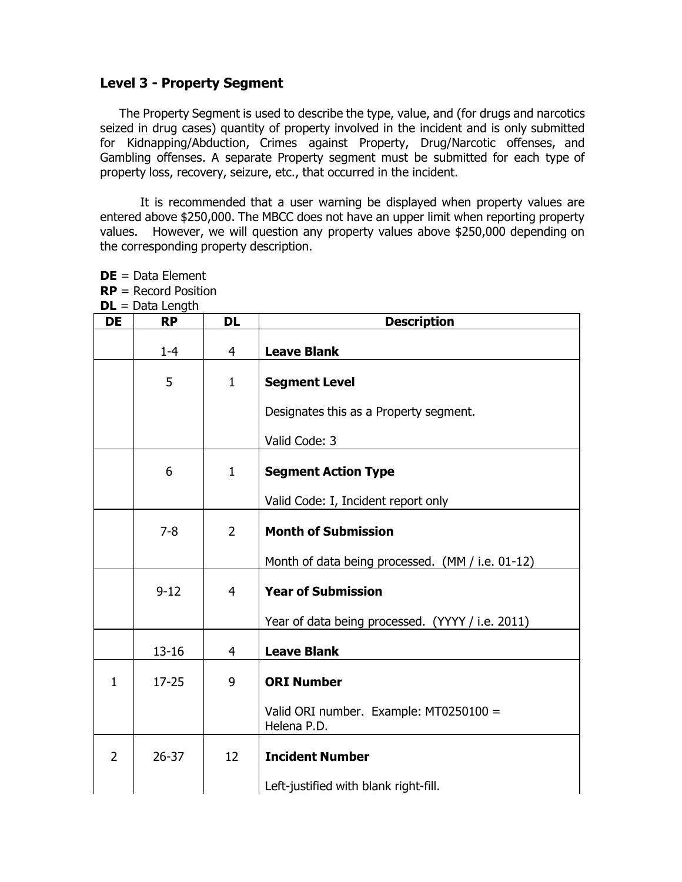## Level 3 - Property Segment

The Property Segment is used to describe the type, value, and (for drugs and narcotics seized in drug cases) quantity of property involved in the incident and is only submitted for Kidnapping/Abduction, Crimes against Property, Drug/Narcotic offenses, and Gambling offenses. A separate Property segment must be submitted for each type of property loss, recovery, seizure, etc., that occurred in the incident.

It is recommended that a user warning be displayed when property values are entered above $250,000. The MBCC does not have an upper limit when reporting property values. However, we will question any property values above $250,000 depending on the corresponding property description.

**DE** = Data Element
**RP** = Record Position
**DL** = Data Length

| DE | RP | DL | Description |
|---|---|---|---|
| | 1-4 | 4 | **Leave Blank** |
| | 5 | 1 | **Segment Level**<br><br>Designates this as a Property segment.<br><br>Valid Code: 3 |
| | 6 | 1 | **Segment Action Type**<br><br>Valid Code: I, Incident report only |
| | 7-8 | 2 | **Month of Submission**<br><br>Month of data being processed. (MM / i.e. 01-12) |
| | 9-12 | 4 | **Year of Submission**<br><br>Year of data being processed. (YYYY / i.e. 2011) |
| | 13-16 | 4 | **Leave Blank** |
| 1 | 17-25 | 9 | **ORI Number**<br><br>Valid ORI number. Example: MT0250100 = Helena P.D. |
| 2 | 26-37 | 12 | **Incident Number**<br><br>Left-justified with blank right-fill. |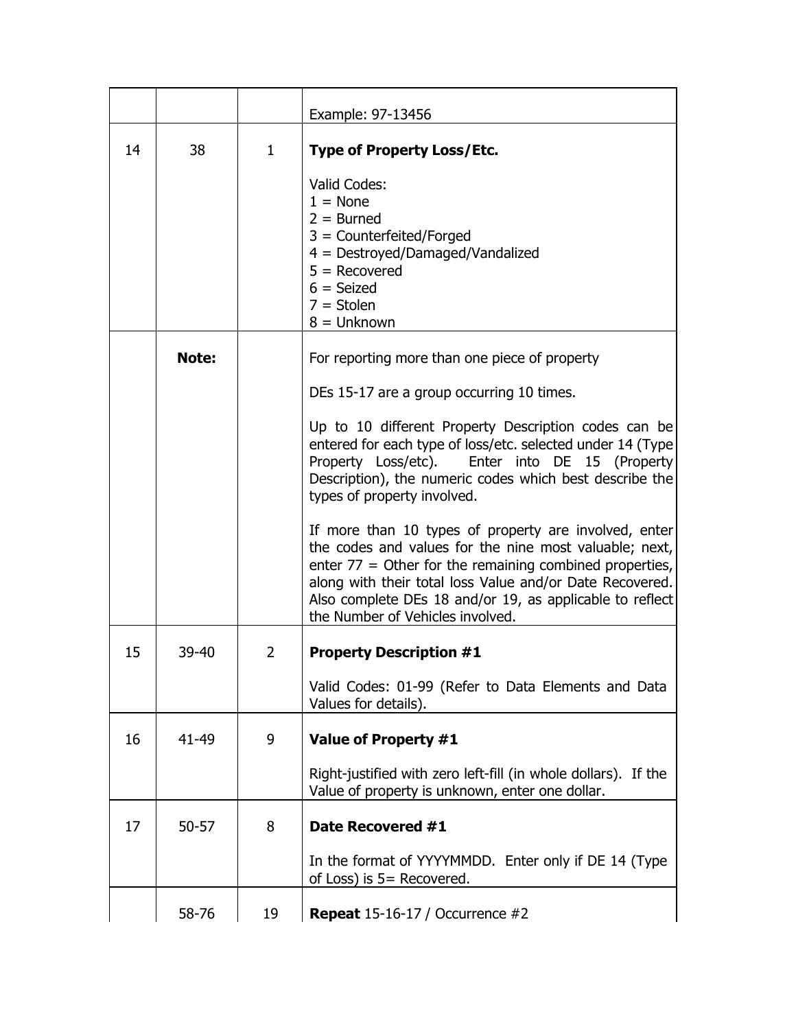| | | | |
|---|---|---|---|
| | | | Example: 97-13456 |
| 14 | 38 | 1 | **Type of Property Loss/Etc.**<br><br>Valid Codes:<br>1 = None<br>2 = Burned<br>3 = Counterfeited/Forged<br>4 = Destroyed/Damaged/Vandalized<br>5 = Recovered<br>6 = Seized<br>7 = Stolen<br>8 = Unknown |
| | **Note:** | | For reporting more than one piece of property<br><br>DEs 15-17 are a group occurring 10 times.<br><br>Up to 10 different Property Description codes can be entered for each type of loss/etc. selected under 14 (Type Property Loss/etc). Enter into DE 15 (Property Description), the numeric codes which best describe the types of property involved.<br><br>If more than 10 types of property are involved, enter the codes and values for the nine most valuable; next, enter 77 = Other for the remaining combined properties, along with their total loss Value and/or Date Recovered. Also complete DEs 18 and/or 19, as applicable to reflect the Number of Vehicles involved. |
| 15 | 39-40 | 2 | **Property Description #1**<br><br>Valid Codes: 01-99 (Refer to Data Elements and Data Values for details). |
| 16 | 41-49 | 9 | **Value of Property #1**<br><br>Right-justified with zero left-fill (in whole dollars). If the Value of property is unknown, enter one dollar. |
| 17 | 50-57 | 8 | **Date Recovered #1**<br><br>In the format of YYYYMMDD. Enter only if DE 14 (Type of Loss) is 5= Recovered. |
| | 58-76 | 19 | **Repeat** 15-16-17 / Occurrence #2 |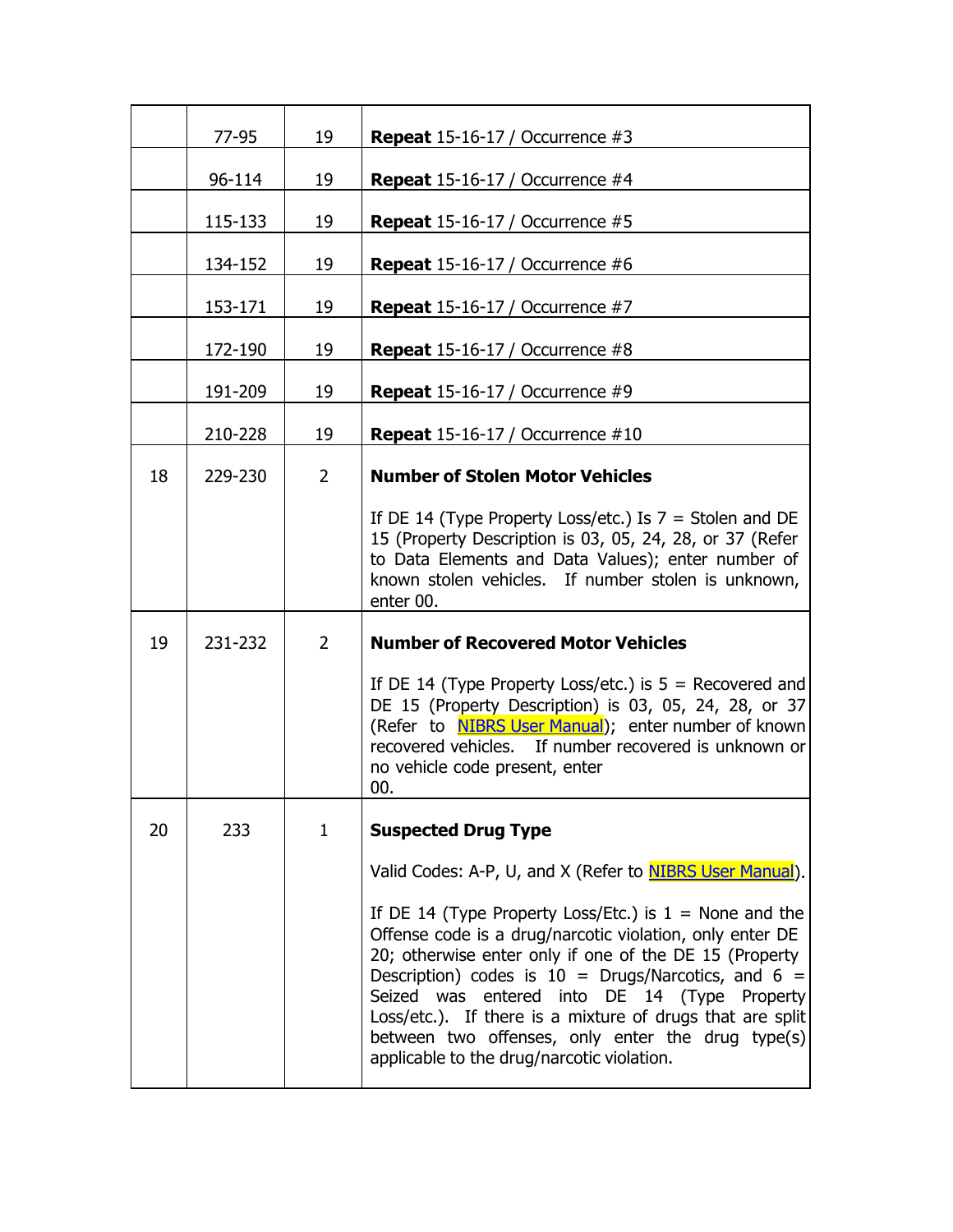|  |  |  |  |
|---|---|---|---|
|  | 77-95 | 19 | **Repeat** 15-16-17 / Occurrence #3 |
|  | 96-114 | 19 | **Repeat** 15-16-17 / Occurrence #4 |
|  | 115-133 | 19 | **Repeat** 15-16-17 / Occurrence #5 |
|  | 134-152 | 19 | **Repeat** 15-16-17 / Occurrence #6 |
|  | 153-171 | 19 | **Repeat** 15-16-17 / Occurrence #7 |
|  | 172-190 | 19 | **Repeat** 15-16-17 / Occurrence #8 |
|  | 191-209 | 19 | **Repeat** 15-16-17 / Occurrence #9 |
|  | 210-228 | 19 | **Repeat** 15-16-17 / Occurrence #10 |
| 18 | 229-230 | 2 | **Number of Stolen Motor Vehicles**<br><br>If DE 14 (Type Property Loss/etc.) Is 7 = Stolen and DE 15 (Property Description is 03, 05, 24, 28, or 37 (Refer to Data Elements and Data Values); enter number of known stolen vehicles. If number stolen is unknown, enter 00. |
| 19 | 231-232 | 2 | **Number of Recovered Motor Vehicles**<br><br>If DE 14 (Type Property Loss/etc.) is 5 = Recovered and DE 15 (Property Description) is 03, 05, 24, 28, or 37 (Refer to NIBRS User Manual); enter number of known recovered vehicles. If number recovered is unknown or no vehicle code present, enter 00. |
| 20 | 233 | 1 | **Suspected Drug Type**<br><br>Valid Codes: A-P, U, and X (Refer to NIBRS User Manual).<br><br>If DE 14 (Type Property Loss/Etc.) is 1 = None and the Offense code is a drug/narcotic violation, only enter DE 20; otherwise enter only if one of the DE 15 (Property Description) codes is 10 = Drugs/Narcotics, and 6 = Seized was entered into DE 14 (Type Property Loss/etc.). If there is a mixture of drugs that are split between two offenses, only enter the drug type(s) applicable to the drug/narcotic violation. |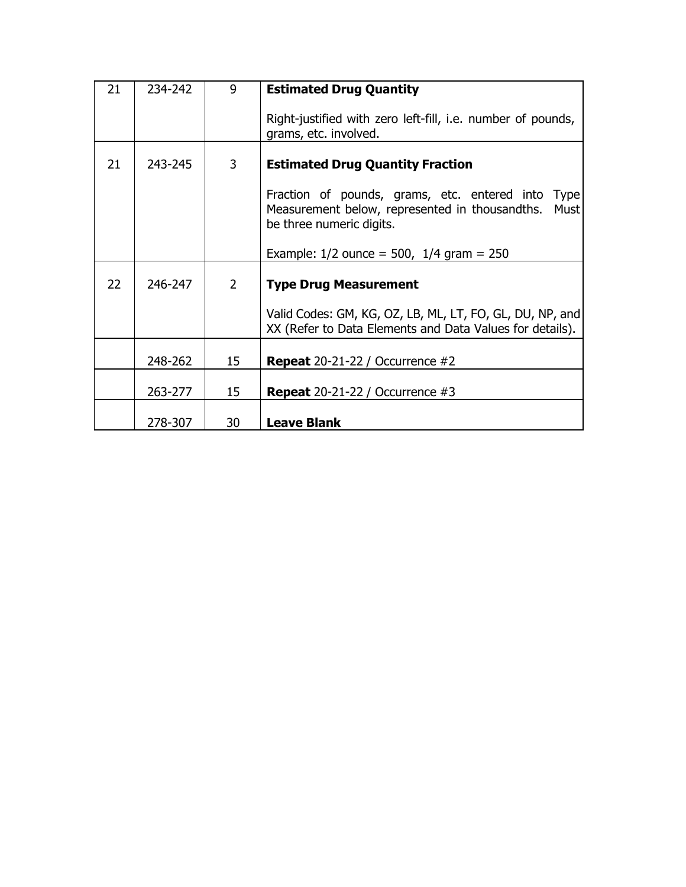| 21 | 234-242 | 9 | **Estimated Drug Quantity**<br><br>Right-justified with zero left-fill, i.e. number of pounds, grams, etc. involved. |
|---|---|---|---|
| 21 | 243-245 | 3 | **Estimated Drug Quantity Fraction**<br><br>Fraction of pounds, grams, etc. entered into Type Measurement below, represented in thousandths. Must be three numeric digits.<br><br>Example: 1/2 ounce = 500, 1/4 gram = 250 |
| 22 | 246-247 | 2 | **Type Drug Measurement**<br><br>Valid Codes: GM, KG, OZ, LB, ML, LT, FO, GL, DU, NP, and XX (Refer to Data Elements and Data Values for details). |
| | 248-262 | 15 | **Repeat** 20-21-22 / Occurrence #2 |
| | 263-277 | 15 | **Repeat** 20-21-22 / Occurrence #3 |
| | 278-307 | 30 | **Leave Blank** |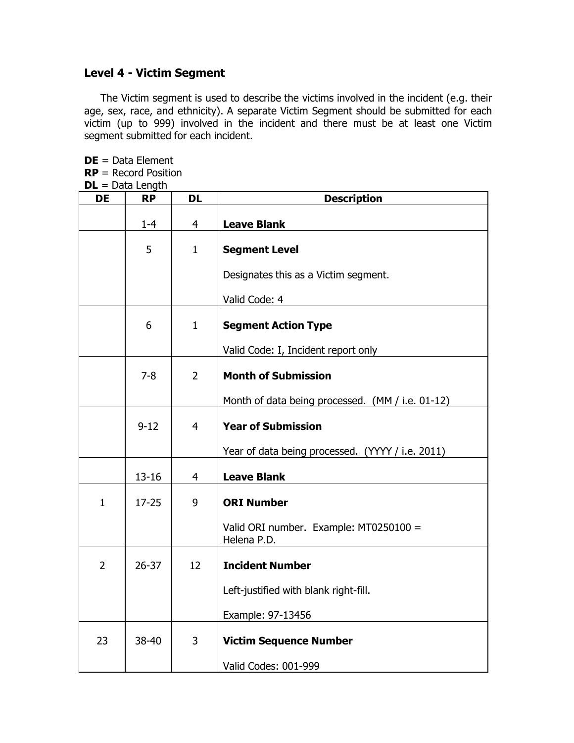## Level 4 - Victim Segment

The Victim segment is used to describe the victims involved in the incident (e.g. their age, sex, race, and ethnicity). A separate Victim Segment should be submitted for each victim (up to 999) involved in the incident and there must be at least one Victim segment submitted for each incident.

**DE** = Data Element
**RP** = Record Position
**DL** = Data Length

| DE | RP | DL | Description |
|---|---|---|---|
| | 1-4 | 4 | **Leave Blank** |
| | 5 | 1 | **Segment Level**<br><br>Designates this as a Victim segment.<br><br>Valid Code: 4 |
| | 6 | 1 | **Segment Action Type**<br><br>Valid Code: I, Incident report only |
| | 7-8 | 2 | **Month of Submission**<br><br>Month of data being processed. (MM / i.e. 01-12) |
| | 9-12 | 4 | **Year of Submission**<br><br>Year of data being processed. (YYYY / i.e. 2011) |
| | 13-16 | 4 | **Leave Blank** |
| 1 | 17-25 | 9 | **ORI Number**<br><br>Valid ORI number. Example: MT0250100 = Helena P.D. |
| 2 | 26-37 | 12 | **Incident Number**<br><br>Left-justified with blank right-fill.<br><br>Example: 97-13456 |
| 23 | 38-40 | 3 | **Victim Sequence Number**<br><br>Valid Codes: 001-999 |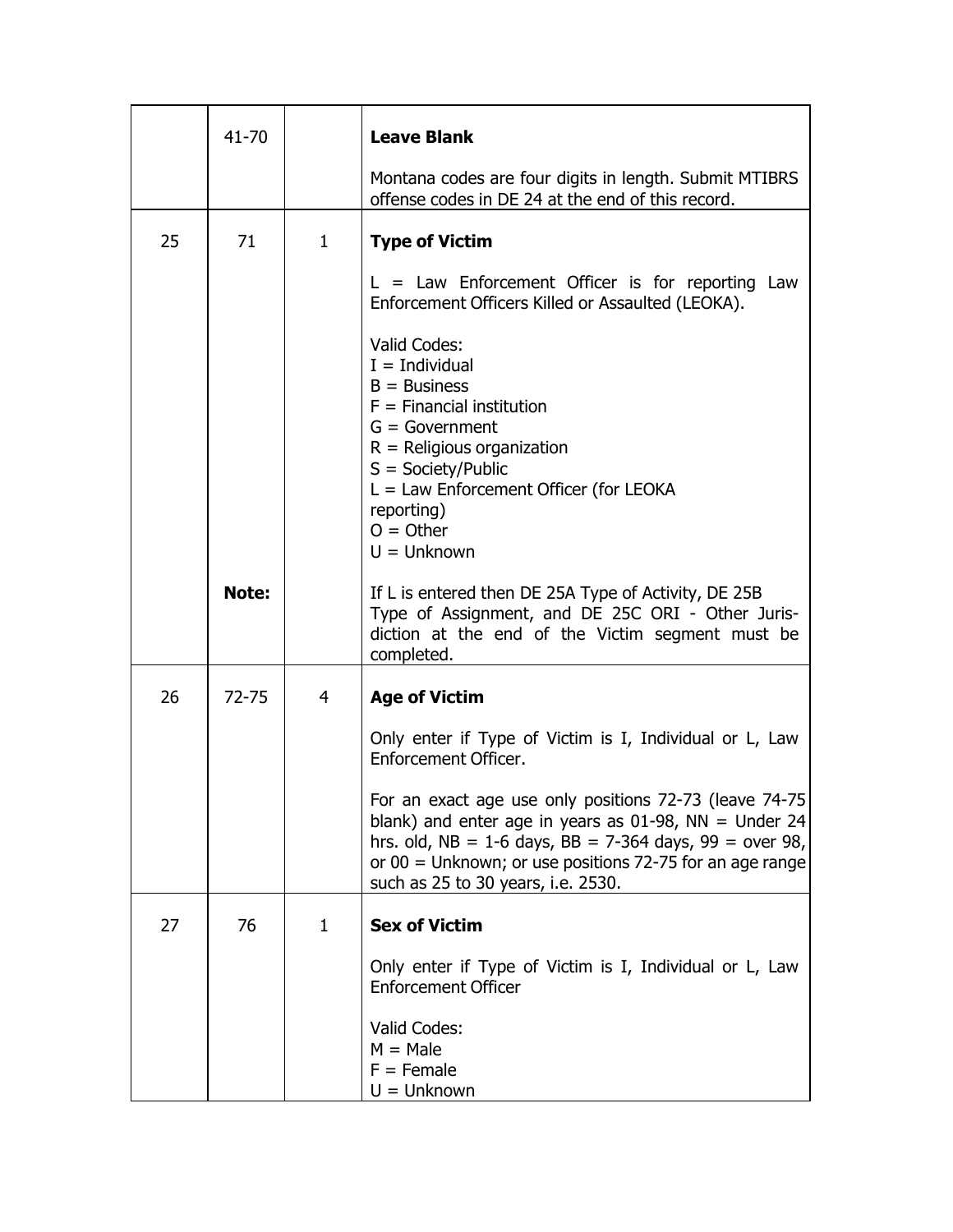|  |  |  |  |
|---|---|---|---|
|  | 41-70 |  | **Leave Blank**<br><br>Montana codes are four digits in length. Submit MTIBRS offense codes in DE 24 at the end of this record. |
| 25 | 71 | 1 | **Type of Victim**<br><br>L = Law Enforcement Officer is for reporting Law Enforcement Officers Killed or Assaulted (LEOKA).<br><br>Valid Codes:<br>I = Individual<br>B = Business<br>F = Financial institution<br>G = Government<br>R = Religious organization<br>S = Society/Public<br>L = Law Enforcement Officer (for LEOKA reporting)<br>O = Other<br>U = Unknown |
|  | **Note:** |  | If L is entered then DE 25A Type of Activity, DE 25B Type of Assignment, and DE 25C ORI - Other Juris-diction at the end of the Victim segment must be completed. |
| 26 | 72-75 | 4 | **Age of Victim**<br><br>Only enter if Type of Victim is I, Individual or L, Law Enforcement Officer.<br><br>For an exact age use only positions 72-73 (leave 74-75 blank) and enter age in years as 01-98, NN = Under 24 hrs. old, NB = 1-6 days, BB = 7-364 days, 99 = over 98, or 00 = Unknown; or use positions 72-75 for an age range such as 25 to 30 years, i.e. 2530. |
| 27 | 76 | 1 | **Sex of Victim**<br><br>Only enter if Type of Victim is I, Individual or L, Law Enforcement Officer<br><br>Valid Codes:<br>M = Male<br>F = Female<br>U = Unknown |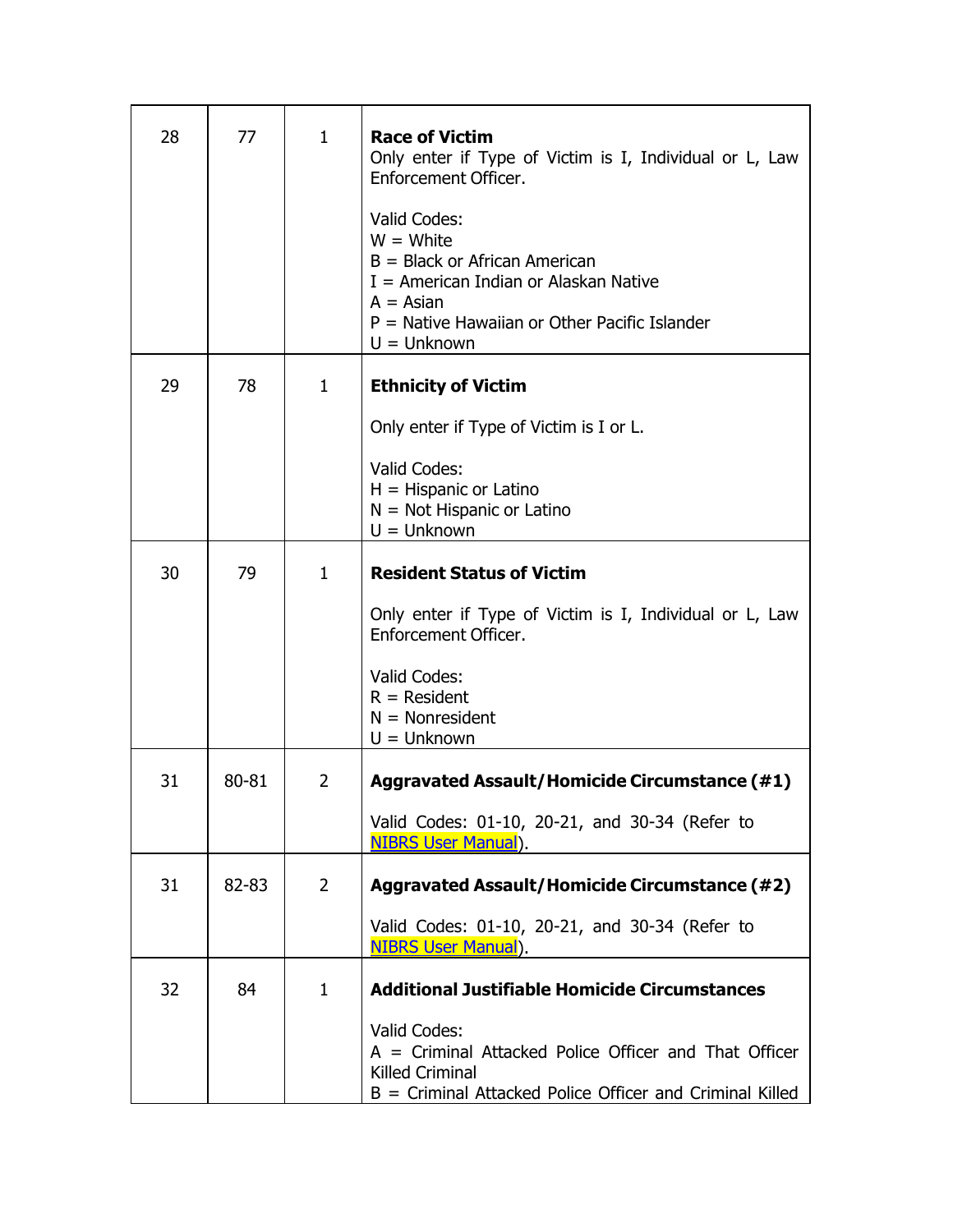| | | | |
|---|---|---|---|
| 28 | 77 | 1 | **Race of Victim**<br>Only enter if Type of Victim is I, Individual or L, Law Enforcement Officer.<br><br>Valid Codes:<br>W = White<br>B = Black or African American<br>I = American Indian or Alaskan Native<br>A = Asian<br>P = Native Hawaiian or Other Pacific Islander<br>U = Unknown |
| 29 | 78 | 1 | **Ethnicity of Victim**<br><br>Only enter if Type of Victim is I or L.<br><br>Valid Codes:<br>H = Hispanic or Latino<br>N = Not Hispanic or Latino<br>U = Unknown |
| 30 | 79 | 1 | **Resident Status of Victim**<br><br>Only enter if Type of Victim is I, Individual or L, Law Enforcement Officer.<br><br>Valid Codes:<br>R = Resident<br>N = Nonresident<br>U = Unknown |
| 31 | 80-81 | 2 | **Aggravated Assault/Homicide Circumstance (#1)**<br><br>Valid Codes: 01-10, 20-21, and 30-34 (Refer to NIBRS User Manual). |
| 31 | 82-83 | 2 | **Aggravated Assault/Homicide Circumstance (#2)**<br><br>Valid Codes: 01-10, 20-21, and 30-34 (Refer to NIBRS User Manual). |
| 32 | 84 | 1 | **Additional Justifiable Homicide Circumstances**<br><br>Valid Codes:<br>A = Criminal Attacked Police Officer and That Officer Killed Criminal<br>B = Criminal Attacked Police Officer and Criminal Killed |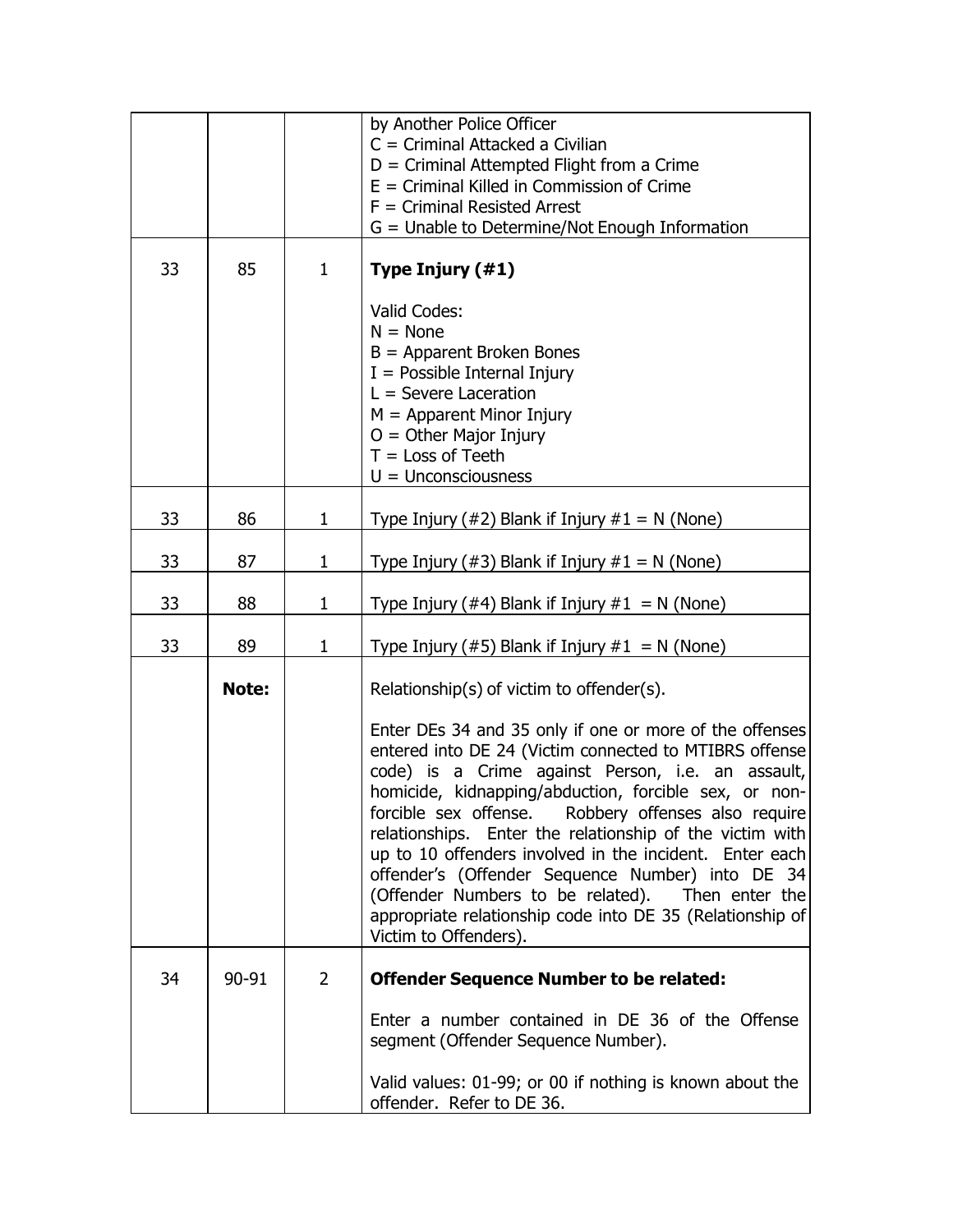| | | | |
|---|---|---|---|
| | | | by Another Police Officer<br>C = Criminal Attacked a Civilian<br>D = Criminal Attempted Flight from a Crime<br>E = Criminal Killed in Commission of Crime<br>F = Criminal Resisted Arrest<br>G = Unable to Determine/Not Enough Information |
| 33 | 85 | 1 | **Type Injury (#1)**<br><br>Valid Codes:<br>N = None<br>B = Apparent Broken Bones<br>I = Possible Internal Injury<br>L = Severe Laceration<br>M = Apparent Minor Injury<br>O = Other Major Injury<br>T = Loss of Teeth<br>U = Unconsciousness |
| 33 | 86 | 1 | Type Injury (#2) Blank if Injury #1 = N (None) |
| 33 | 87 | 1 | Type Injury (#3) Blank if Injury #1 = N (None) |
| 33 | 88 | 1 | Type Injury (#4) Blank if Injury #1 = N (None) |
| 33 | 89 | 1 | Type Injury (#5) Blank if Injury #1 = N (None) |
| | **Note:** | | Relationship(s) of victim to offender(s).<br><br>Enter DEs 34 and 35 only if one or more of the offenses entered into DE 24 (Victim connected to MTIBRS offense code) is a Crime against Person, i.e. an assault, homicide, kidnapping/abduction, forcible sex, or non-forcible sex offense. Robbery offenses also require relationships. Enter the relationship of the victim with up to 10 offenders involved in the incident. Enter each offender's (Offender Sequence Number) into DE 34 (Offender Numbers to be related). Then enter the appropriate relationship code into DE 35 (Relationship of Victim to Offenders). |
| 34 | 90-91 | 2 | **Offender Sequence Number to be related:**<br><br>Enter a number contained in DE 36 of the Offense segment (Offender Sequence Number).<br><br>Valid values: 01-99; or 00 if nothing is known about the offender. Refer to DE 36. |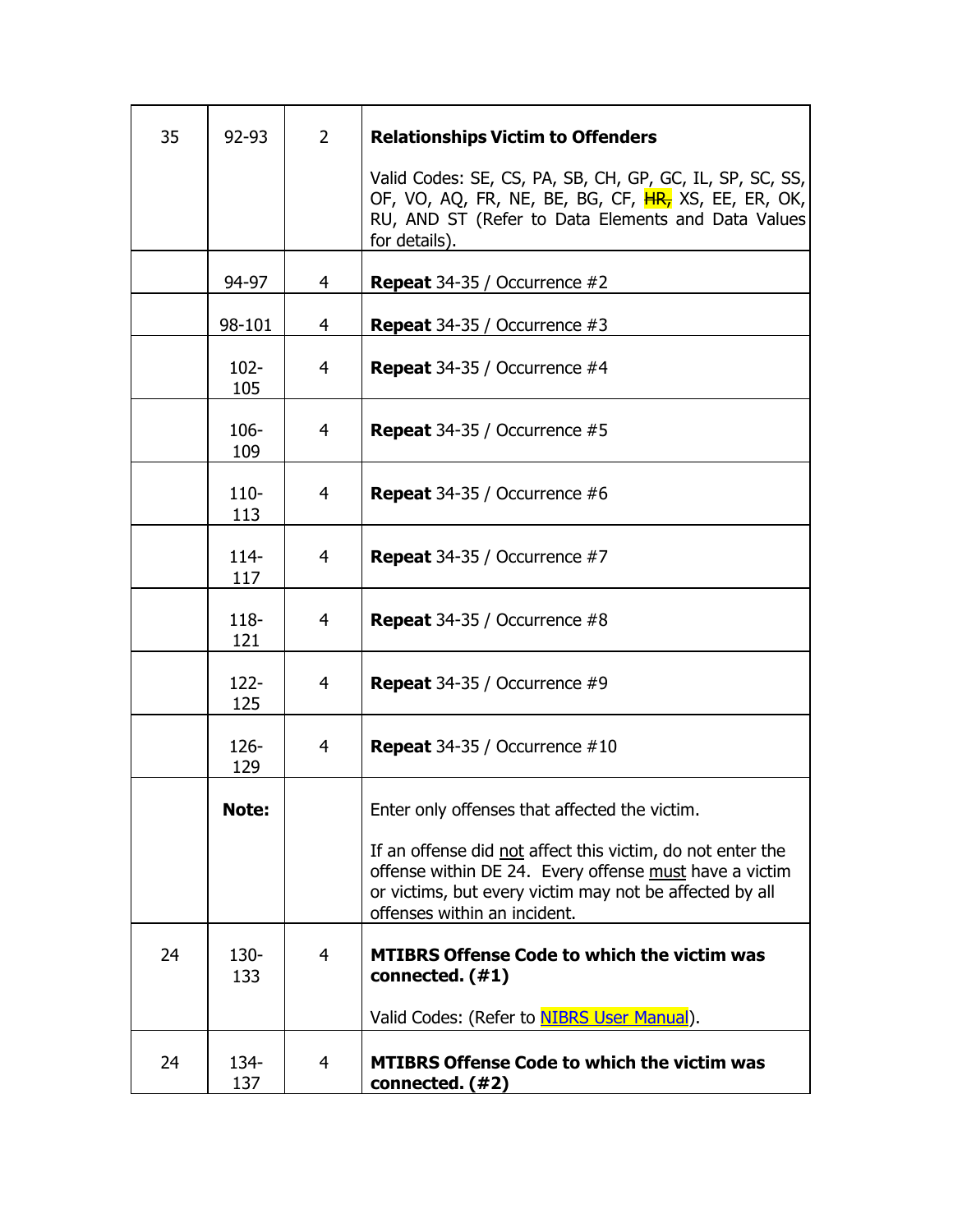| | | | |
|---|---|---|---|
| 35 | 92-93 | 2 | **Relationships Victim to Offenders**<br><br>Valid Codes: SE, CS, PA, SB, CH, GP, GC, IL, SP, SC, SS, OF, VO, AQ, FR, NE, BE, BG, CF, ~~HR,~~ XS, EE, ER, OK, RU, AND ST (Refer to Data Elements and Data Values for details). |
| | 94-97 | 4 | **Repeat** 34-35 / Occurrence #2 |
| | 98-101 | 4 | **Repeat** 34-35 / Occurrence #3 |
| | 102-105 | 4 | **Repeat** 34-35 / Occurrence #4 |
| | 106-109 | 4 | **Repeat** 34-35 / Occurrence #5 |
| | 110-113 | 4 | **Repeat** 34-35 / Occurrence #6 |
| | 114-117 | 4 | **Repeat** 34-35 / Occurrence #7 |
| | 118-121 | 4 | **Repeat** 34-35 / Occurrence #8 |
| | 122-125 | 4 | **Repeat** 34-35 / Occurrence #9 |
| | 126-129 | 4 | **Repeat** 34-35 / Occurrence #10 |
| | **Note:** | | Enter only offenses that affected the victim.<br><br>If an offense did not affect this victim, do not enter the offense within DE 24. Every offense must have a victim or victims, but every victim may not be affected by all offenses within an incident. |
| 24 | 130-133 | 4 | **MTIBRS Offense Code to which the victim was connected. (#1)**<br><br>Valid Codes: (Refer to NIBRS User Manual). |
| 24 | 134-137 | 4 | **MTIBRS Offense Code to which the victim was connected. (#2)** |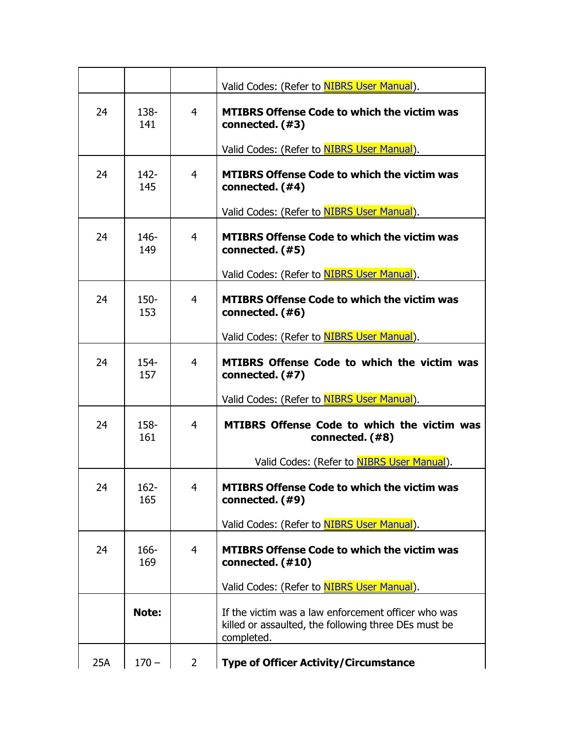| | | | |
|---|---|---|---|
| | | | Valid Codes: (Refer to NIBRS User Manual). |
| 24 | 138-141 | 4 | **MTIBRS Offense Code to which the victim was connected. (#3)**<br><br>Valid Codes: (Refer to NIBRS User Manual). |
| 24 | 142-145 | 4 | **MTIBRS Offense Code to which the victim was connected. (#4)**<br><br>Valid Codes: (Refer to NIBRS User Manual). |
| 24 | 146-149 | 4 | **MTIBRS Offense Code to which the victim was connected. (#5)**<br><br>Valid Codes: (Refer to NIBRS User Manual). |
| 24 | 150-153 | 4 | **MTIBRS Offense Code to which the victim was connected. (#6)**<br><br>Valid Codes: (Refer to NIBRS User Manual). |
| 24 | 154-157 | 4 | **MTIBRS Offense Code to which the victim was connected. (#7)**<br><br>Valid Codes: (Refer to NIBRS User Manual). |
| 24 | 158-161 | 4 | **MTIBRS Offense Code to which the victim was connected. (#8)**<br><br>Valid Codes: (Refer to NIBRS User Manual). |
| 24 | 162-165 | 4 | **MTIBRS Offense Code to which the victim was connected. (#9)**<br><br>Valid Codes: (Refer to NIBRS User Manual). |
| 24 | 166-169 | 4 | **MTIBRS Offense Code to which the victim was connected. (#10)**<br><br>Valid Codes: (Refer to NIBRS User Manual). |
| | **Note:** | | If the victim was a law enforcement officer who was killed or assaulted, the following three DEs must be completed. |
| 25A | 170 – | 2 | **Type of Officer Activity/Circumstance** |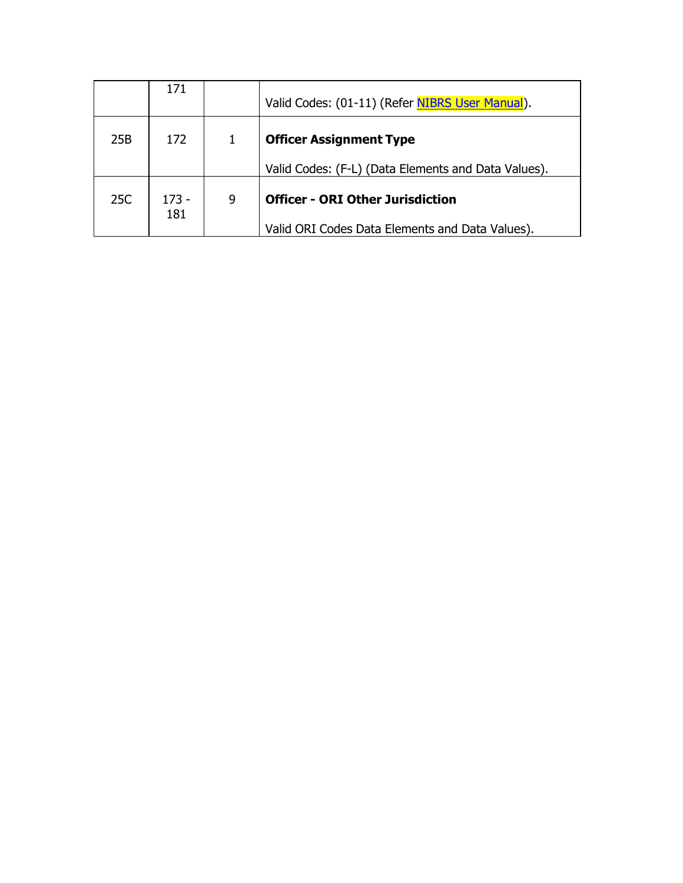|  | 171 |  | Valid Codes: (01-11) (Refer NIBRS User Manual). |
|---|---|---|---|
| 25B | 172 | 1 | **Officer Assignment Type**<br><br>Valid Codes: (F-L) (Data Elements and Data Values). |
| 25C | 173 - 181 | 9 | **Officer - ORI Other Jurisdiction**<br><br>Valid ORI Codes Data Elements and Data Values). |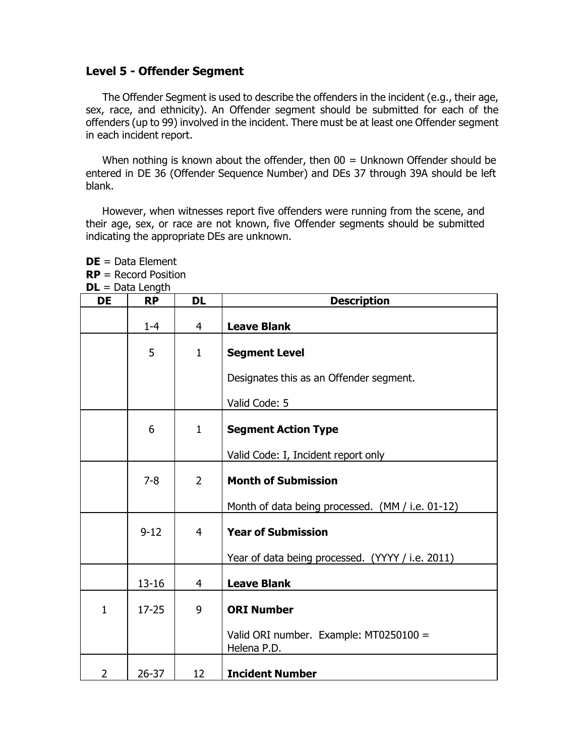## Level 5 - Offender Segment

The Offender Segment is used to describe the offenders in the incident (e.g., their age, sex, race, and ethnicity). An Offender segment should be submitted for each of the offenders (up to 99) involved in the incident. There must be at least one Offender segment in each incident report.

When nothing is known about the offender, then 00 = Unknown Offender should be entered in DE 36 (Offender Sequence Number) and DEs 37 through 39A should be left blank.

However, when witnesses report five offenders were running from the scene, and their age, sex, or race are not known, five Offender segments should be submitted indicating the appropriate DEs are unknown.

**DE** = Data Element
**RP** = Record Position
**DL** = Data Length

| DE | RP | DL | Description |
|---|---|---|---|
| | 1-4 | 4 | **Leave Blank** |
| | 5 | 1 | **Segment Level**<br><br>Designates this as an Offender segment.<br><br>Valid Code: 5 |
| | 6 | 1 | **Segment Action Type**<br><br>Valid Code: I, Incident report only |
| | 7-8 | 2 | **Month of Submission**<br><br>Month of data being processed. (MM / i.e. 01-12) |
| | 9-12 | 4 | **Year of Submission**<br><br>Year of data being processed. (YYYY / i.e. 2011) |
| | 13-16 | 4 | **Leave Blank** |
| 1 | 17-25 | 9 | **ORI Number**<br><br>Valid ORI number. Example: MT0250100 = Helena P.D. |
| 2 | 26-37 | 12 | **Incident Number** |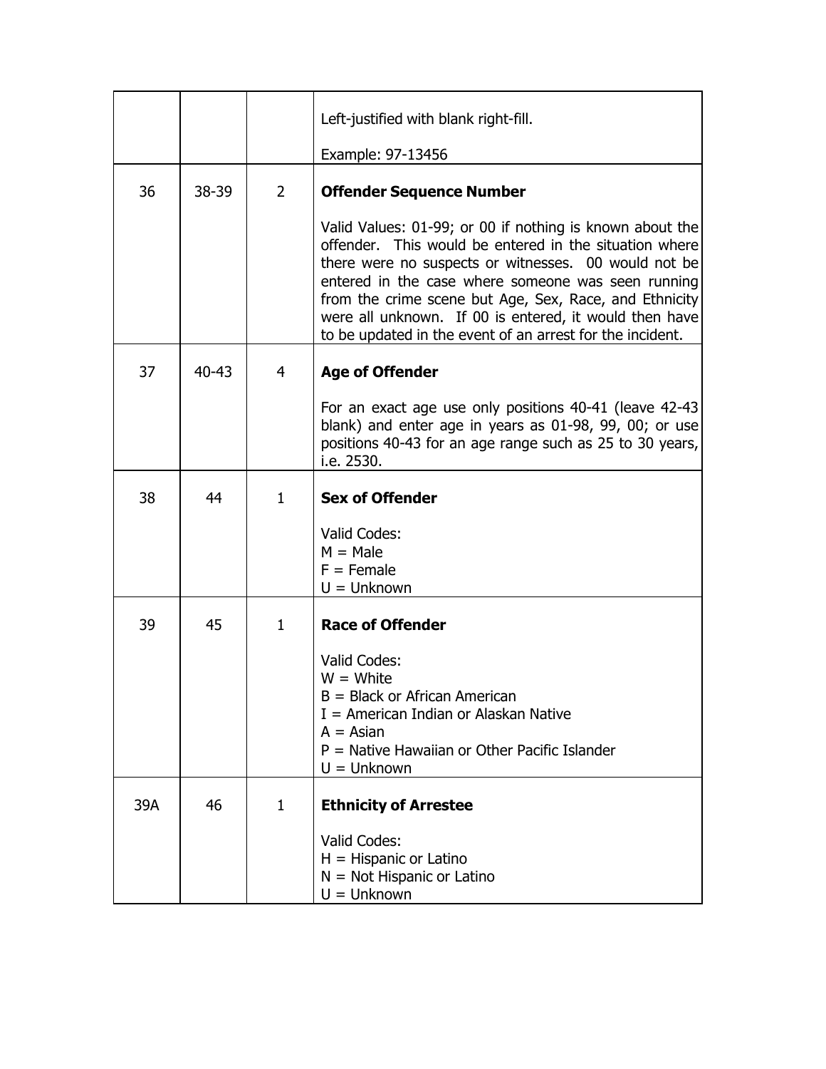| | | | |
|---|---|---|---|
| | | | Left-justified with blank right-fill.<br><br>Example: 97-13456 |
| 36 | 38-39 | 2 | **Offender Sequence Number**<br><br>Valid Values: 01-99; or 00 if nothing is known about the offender. This would be entered in the situation where there were no suspects or witnesses. 00 would not be entered in the case where someone was seen running from the crime scene but Age, Sex, Race, and Ethnicity were all unknown. If 00 is entered, it would then have to be updated in the event of an arrest for the incident. |
| 37 | 40-43 | 4 | **Age of Offender**<br><br>For an exact age use only positions 40-41 (leave 42-43 blank) and enter age in years as 01-98, 99, 00; or use positions 40-43 for an age range such as 25 to 30 years, i.e. 2530. |
| 38 | 44 | 1 | **Sex of Offender**<br><br>Valid Codes:<br>M = Male<br>F = Female<br>U = Unknown |
| 39 | 45 | 1 | **Race of Offender**<br><br>Valid Codes:<br>W = White<br>B = Black or African American<br>I = American Indian or Alaskan Native<br>A = Asian<br>P = Native Hawaiian or Other Pacific Islander<br>U = Unknown |
| 39A | 46 | 1 | **Ethnicity of Arrestee**<br><br>Valid Codes:<br>H = Hispanic or Latino<br>N = Not Hispanic or Latino<br>U = Unknown |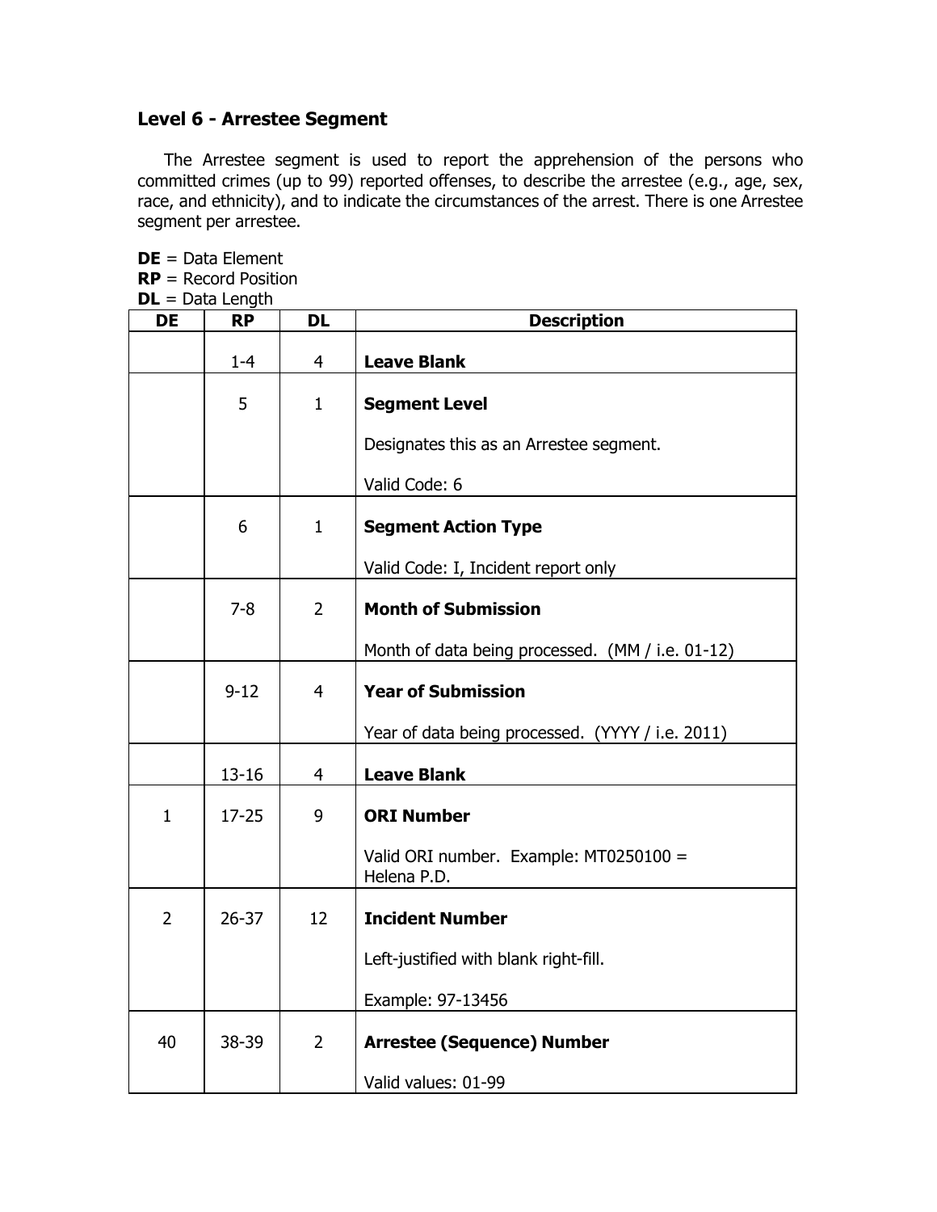## Level 6 - Arrestee Segment

The Arrestee segment is used to report the apprehension of the persons who committed crimes (up to 99) reported offenses, to describe the arrestee (e.g., age, sex, race, and ethnicity), and to indicate the circumstances of the arrest. There is one Arrestee segment per arrestee.

**DE** = Data Element
**RP** = Record Position
**DL** = Data Length

| DE | RP | DL | Description |
|---|---|---|---|
| | 1-4 | 4 | **Leave Blank** |
| | 5 | 1 | **Segment Level**<br><br>Designates this as an Arrestee segment.<br><br>Valid Code: 6 |
| | 6 | 1 | **Segment Action Type**<br><br>Valid Code: I, Incident report only |
| | 7-8 | 2 | **Month of Submission**<br><br>Month of data being processed. (MM / i.e. 01-12) |
| | 9-12 | 4 | **Year of Submission**<br><br>Year of data being processed. (YYYY / i.e. 2011) |
| | 13-16 | 4 | **Leave Blank** |
| 1 | 17-25 | 9 | **ORI Number**<br><br>Valid ORI number. Example: MT0250100 = Helena P.D. |
| 2 | 26-37 | 12 | **Incident Number**<br><br>Left-justified with blank right-fill.<br><br>Example: 97-13456 |
| 40 | 38-39 | 2 | **Arrestee (Sequence) Number**<br><br>Valid values: 01-99 |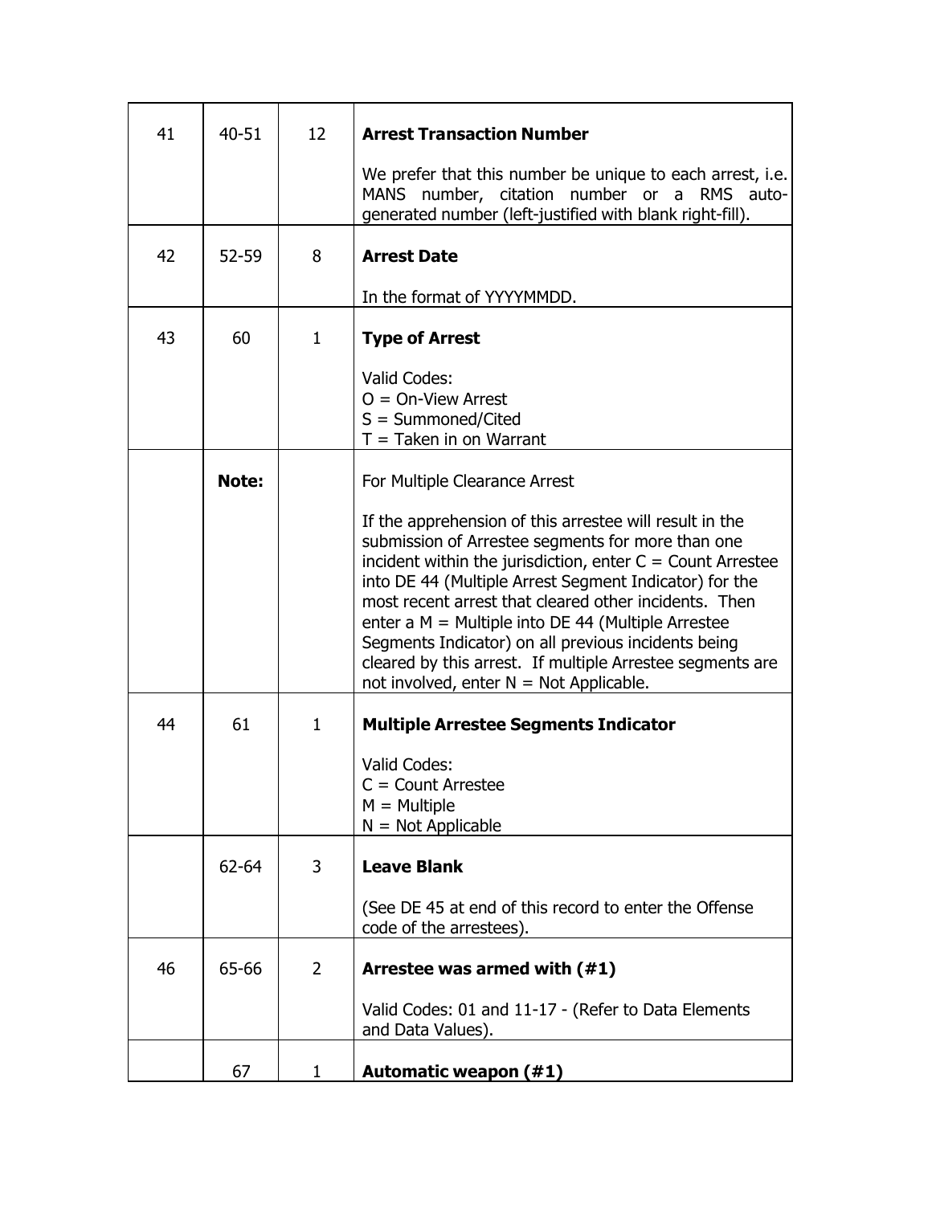| | | | |
|---|---|---|---|
| 41 | 40-51 | 12 | **Arrest Transaction Number**<br><br>We prefer that this number be unique to each arrest, i.e. MANS number, citation number or a RMS auto-generated number (left-justified with blank right-fill). |
| 42 | 52-59 | 8 | **Arrest Date**<br><br>In the format of YYYYMMDD. |
| 43 | 60 | 1 | **Type of Arrest**<br><br>Valid Codes:<br>O = On-View Arrest<br>S = Summoned/Cited<br>T = Taken in on Warrant |
| | **Note:** | | For Multiple Clearance Arrest<br><br>If the apprehension of this arrestee will result in the submission of Arrestee segments for more than one incident within the jurisdiction, enter C = Count Arrestee into DE 44 (Multiple Arrest Segment Indicator) for the most recent arrest that cleared other incidents. Then enter a M = Multiple into DE 44 (Multiple Arrestee Segments Indicator) on all previous incidents being cleared by this arrest. If multiple Arrestee segments are not involved, enter N = Not Applicable. |
| 44 | 61 | 1 | **Multiple Arrestee Segments Indicator**<br><br>Valid Codes:<br>C = Count Arrestee<br>M = Multiple<br>N = Not Applicable |
| | 62-64 | 3 | **Leave Blank**<br><br>(See DE 45 at end of this record to enter the Offense code of the arrestees). |
| 46 | 65-66 | 2 | **Arrestee was armed with (#1)**<br><br>Valid Codes: 01 and 11-17 - (Refer to Data Elements and Data Values). |
| | 67 | 1 | **Automatic weapon (#1)** |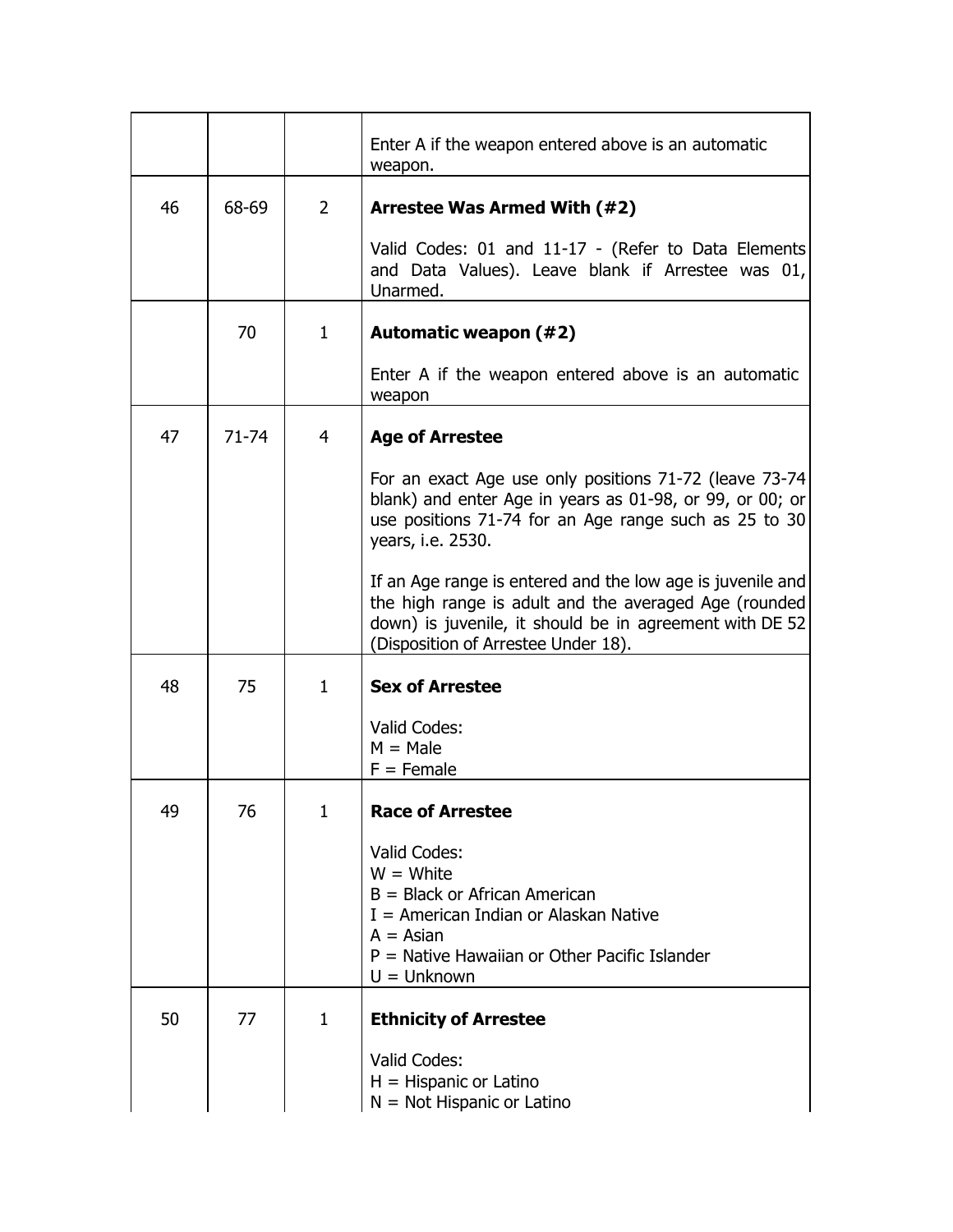| | | | |
|---|---|---|---|
| | | | Enter A if the weapon entered above is an automatic weapon. |
| 46 | 68-69 | 2 | **Arrestee Was Armed With (#2)**<br><br>Valid Codes: 01 and 11-17 - (Refer to Data Elements and Data Values). Leave blank if Arrestee was 01, Unarmed. |
| | 70 | 1 | **Automatic weapon (#2)**<br><br>Enter A if the weapon entered above is an automatic weapon |
| 47 | 71-74 | 4 | **Age of Arrestee**<br><br>For an exact Age use only positions 71-72 (leave 73-74 blank) and enter Age in years as 01-98, or 99, or 00; or use positions 71-74 for an Age range such as 25 to 30 years, i.e. 2530.<br><br>If an Age range is entered and the low age is juvenile and the high range is adult and the averaged Age (rounded down) is juvenile, it should be in agreement with DE 52 (Disposition of Arrestee Under 18). |
| 48 | 75 | 1 | **Sex of Arrestee**<br><br>Valid Codes:<br>M = Male<br>F = Female |
| 49 | 76 | 1 | **Race of Arrestee**<br><br>Valid Codes:<br>W = White<br>B = Black or African American<br>I = American Indian or Alaskan Native<br>A = Asian<br>P = Native Hawaiian or Other Pacific Islander<br>U = Unknown |
| 50 | 77 | 1 | **Ethnicity of Arrestee**<br><br>Valid Codes:<br>H = Hispanic or Latino<br>N = Not Hispanic or Latino |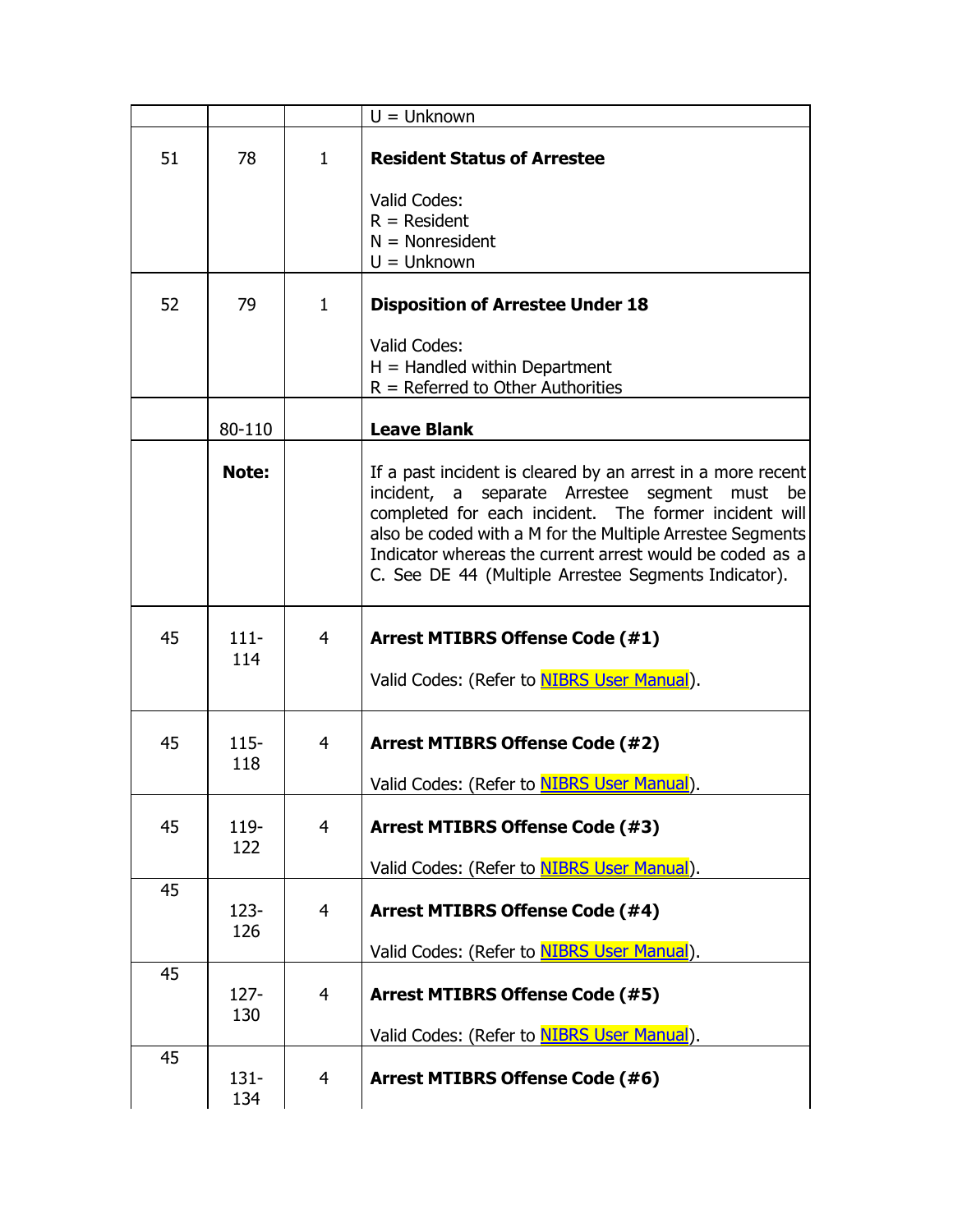| | | | |
|---|---|---|---|
| | | | U = Unknown |
| 51 | 78 | 1 | **Resident Status of Arrestee**<br><br>Valid Codes:<br>R = Resident<br>N = Nonresident<br>U = Unknown |
| 52 | 79 | 1 | **Disposition of Arrestee Under 18**<br><br>Valid Codes:<br>H = Handled within Department<br>R = Referred to Other Authorities |
| | 80-110 | | **Leave Blank** |
| | **Note:** | | If a past incident is cleared by an arrest in a more recent incident, a separate Arrestee segment must be completed for each incident. The former incident will also be coded with a M for the Multiple Arrestee Segments Indicator whereas the current arrest would be coded as a C. See DE 44 (Multiple Arrestee Segments Indicator). |
| 45 | 111-114 | 4 | **Arrest MTIBRS Offense Code (#1)**<br><br>Valid Codes: (Refer to NIBRS User Manual). |
| 45 | 115-118 | 4 | **Arrest MTIBRS Offense Code (#2)**<br><br>Valid Codes: (Refer to NIBRS User Manual). |
| 45 | 119-122 | 4 | **Arrest MTIBRS Offense Code (#3)**<br><br>Valid Codes: (Refer to NIBRS User Manual). |
| 45 | 123-126 | 4 | **Arrest MTIBRS Offense Code (#4)**<br><br>Valid Codes: (Refer to NIBRS User Manual). |
| 45 | 127-130 | 4 | **Arrest MTIBRS Offense Code (#5)**<br><br>Valid Codes: (Refer to NIBRS User Manual). |
| 45 | 131-134 | 4 | **Arrest MTIBRS Offense Code (#6)** |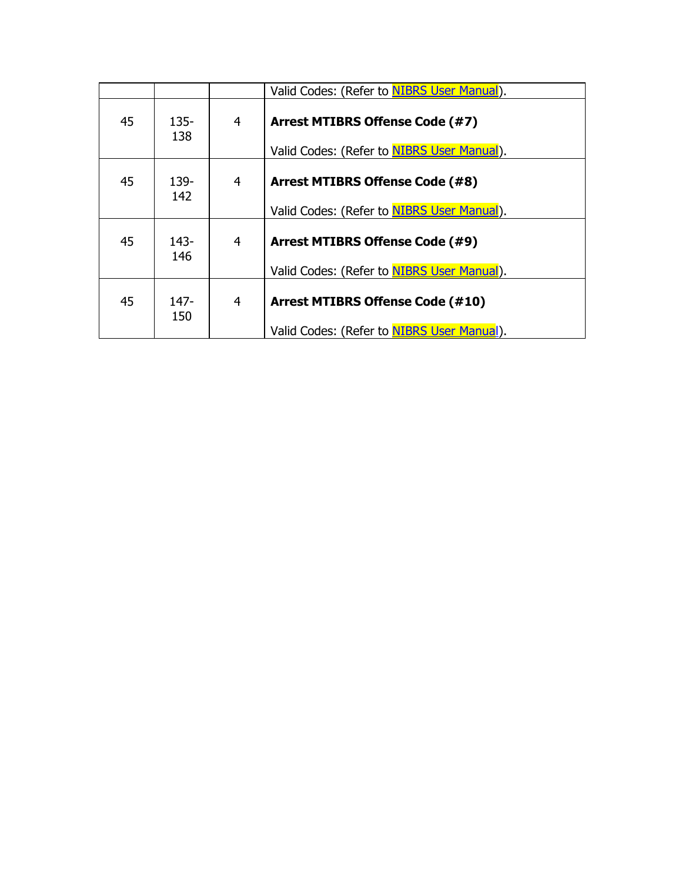|  |  |  | Valid Codes: (Refer to NIBRS User Manual). |
|---|---|---|---|
| 45 | 135-138 | 4 | **Arrest MTIBRS Offense Code (#7)**<br><br>Valid Codes: (Refer to NIBRS User Manual). |
| 45 | 139-142 | 4 | **Arrest MTIBRS Offense Code (#8)**<br><br>Valid Codes: (Refer to NIBRS User Manual). |
| 45 | 143-146 | 4 | **Arrest MTIBRS Offense Code (#9)**<br><br>Valid Codes: (Refer to NIBRS User Manual). |
| 45 | 147-150 | 4 | **Arrest MTIBRS Offense Code (#10)**<br><br>Valid Codes: (Refer to NIBRS User Manual). |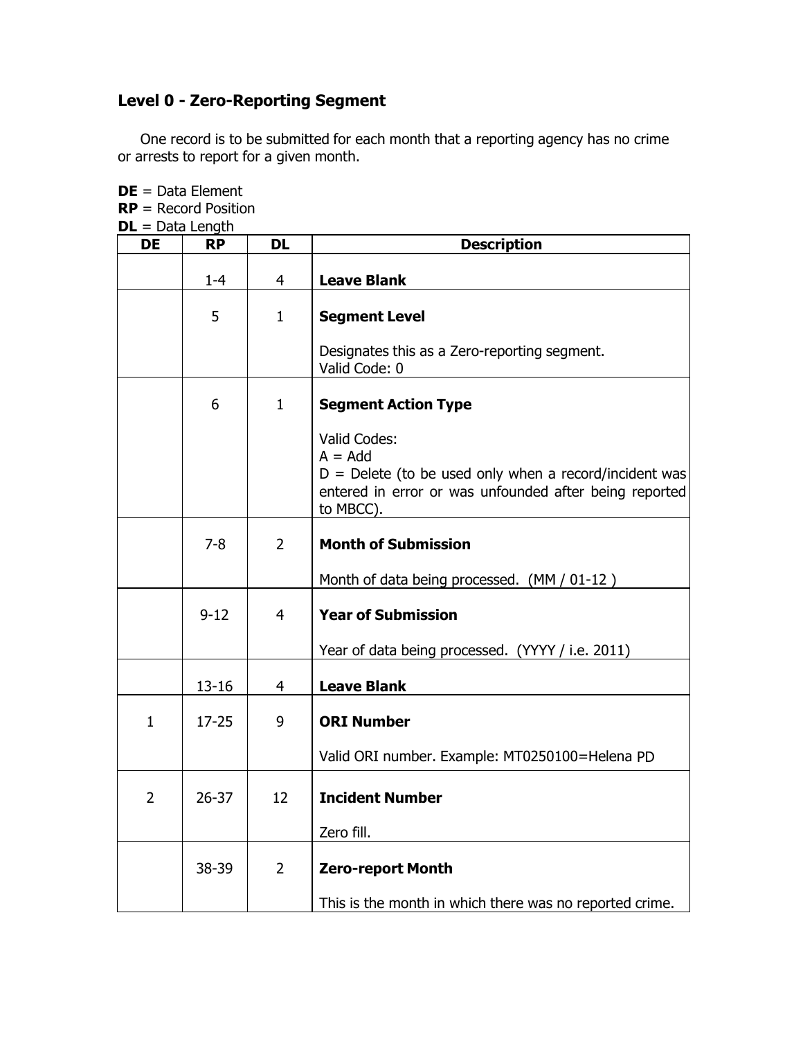## Level 0 - Zero-Reporting Segment

One record is to be submitted for each month that a reporting agency has no crime or arrests to report for a given month.

**DE** = Data Element
**RP** = Record Position
**DL** = Data Length

| DE | RP | DL | Description |
|---|---|---|---|
| | 1-4 | 4 | **Leave Blank** |
| | 5 | 1 | **Segment Level**<br><br>Designates this as a Zero-reporting segment.<br>Valid Code: 0 |
| | 6 | 1 | **Segment Action Type**<br><br>Valid Codes:<br>A = Add<br>D = Delete (to be used only when a record/incident was entered in error or was unfounded after being reported to MBCC). |
| | 7-8 | 2 | **Month of Submission**<br><br>Month of data being processed. (MM / 01-12 ) |
| | 9-12 | 4 | **Year of Submission**<br><br>Year of data being processed. (YYYY / i.e. 2011) |
| | 13-16 | 4 | **Leave Blank** |
| 1 | 17-25 | 9 | **ORI Number**<br><br>Valid ORI number. Example: MT0250100=Helena PD |
| 2 | 26-37 | 12 | **Incident Number**<br><br>Zero fill. |
| | 38-39 | 2 | **Zero-report Month**<br><br>This is the month in which there was no reported crime. |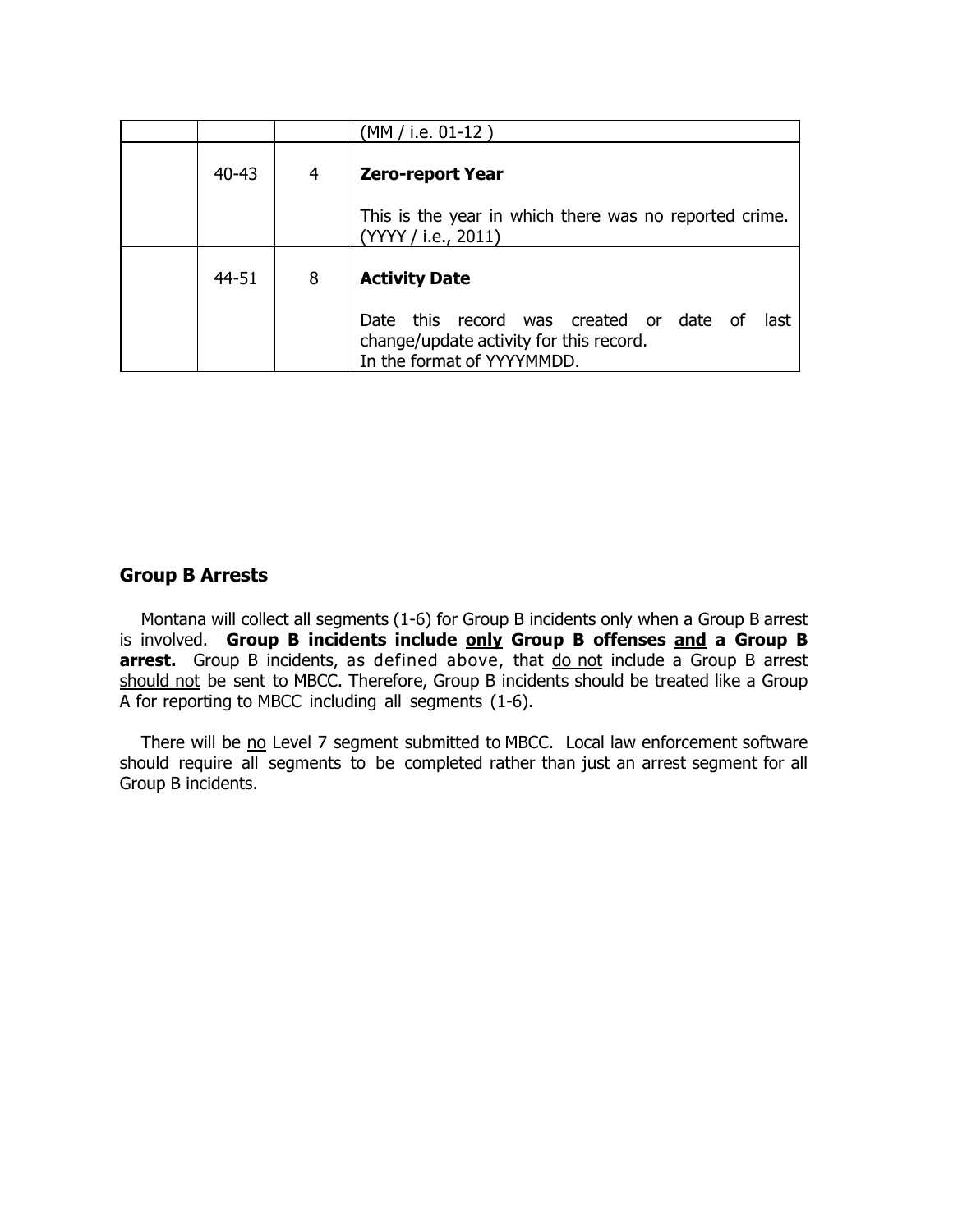| | | | |
|---|---|---|---|
| | | | (MM / i.e. 01-12 ) |
| | 40-43 | 4 | **Zero-report Year**<br><br>This is the year in which there was no reported crime. (YYYY / i.e., 2011) |
| | 44-51 | 8 | **Activity Date**<br><br>Date this record was created or date of last change/update activity for this record.<br>In the format of YYYYMMDD. |

## Group B Arrests

Montana will collect all segments (1-6) for Group B incidents only when a Group B arrest is involved. **Group B incidents include only Group B offenses and a Group B arrest.** Group B incidents, as defined above, that do not include a Group B arrest should not be sent to MBCC. Therefore, Group B incidents should be treated like a Group A for reporting to MBCC including all segments (1-6).

There will be no Level 7 segment submitted to MBCC. Local law enforcement software should require all segments to be completed rather than just an arrest segment for all Group B incidents.